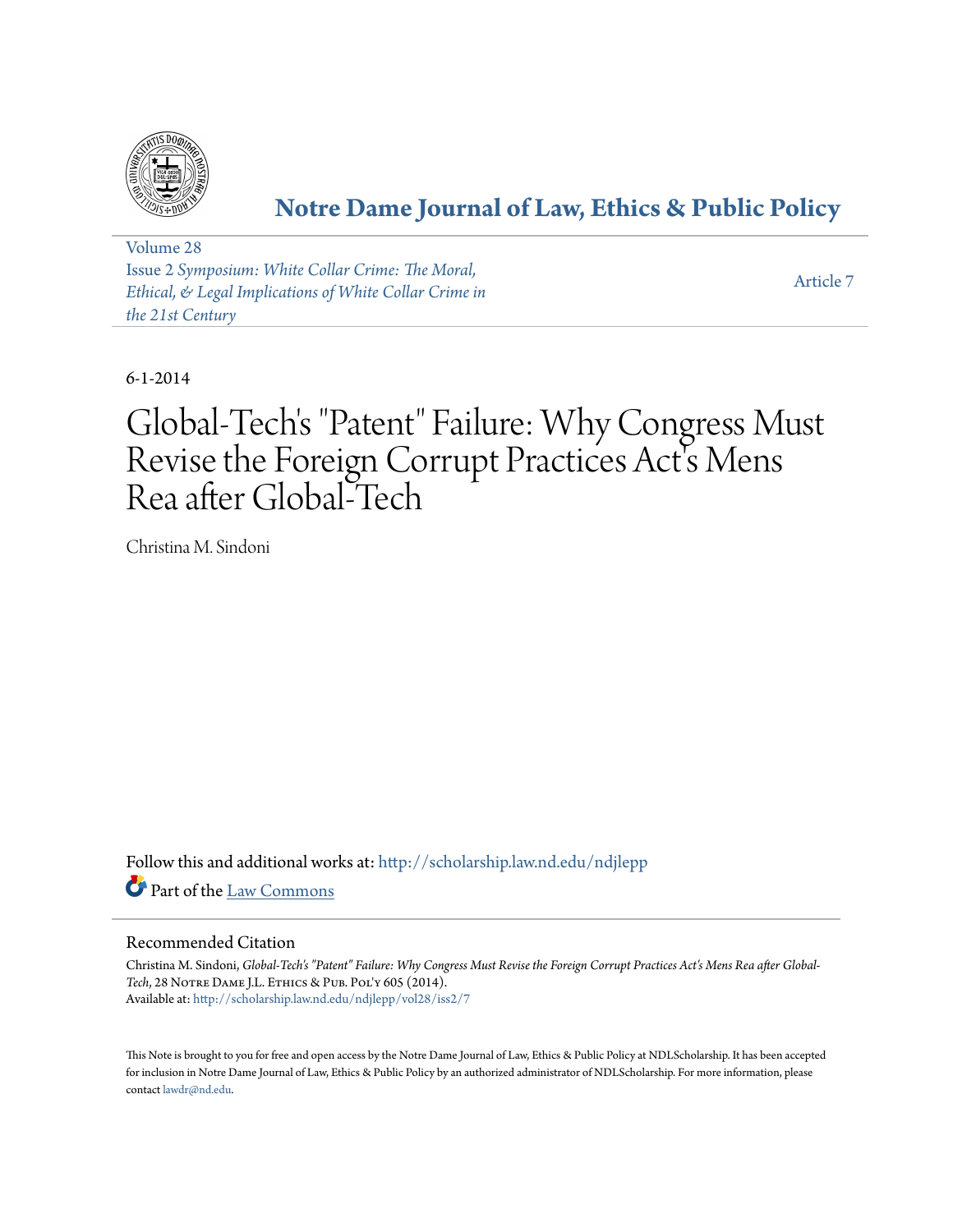# Notre Dame Journal of Law, Ethics & Public Policy

Volume 28
Issue 2 *Symposium: White Collar Crime: The Moral, Ethical, & Legal Implications of White Collar Crime in the 21st Century*

Article 7

6-1-2014

# Global-Tech's "Patent" Failure: Why Congress Must Revise the Foreign Corrupt Practices Act's Mens Rea after Global-Tech

Christina M. Sindoni

Follow this and additional works at: http://scholarship.law.nd.edu/ndjlepp

Part of the Law Commons

## Recommended Citation

Christina M. Sindoni, *Global-Tech's "Patent" Failure: Why Congress Must Revise the Foreign Corrupt Practices Act's Mens Rea after Global-Tech*, 28 Notre Dame J.L. Ethics & Pub. Pol'y 605 (2014).
Available at: http://scholarship.law.nd.edu/ndjlepp/vol28/iss2/7

This Note is brought to you for free and open access by the Notre Dame Journal of Law, Ethics & Public Policy at NDLScholarship. It has been accepted for inclusion in Notre Dame Journal of Law, Ethics & Public Policy by an authorized administrator of NDLScholarship. For more information, please contact lawdr@nd.edu.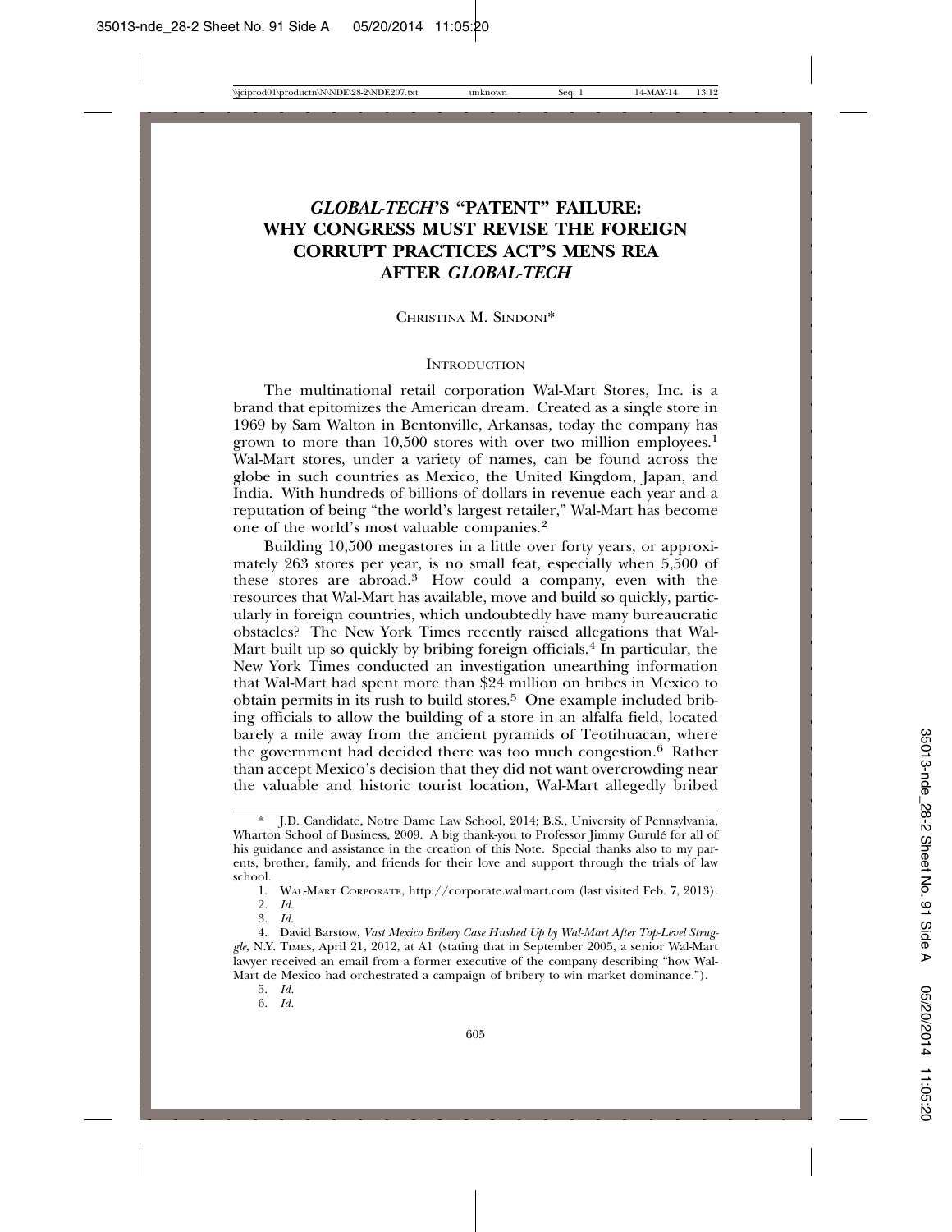# *GLOBAL-TECH*'S "PATENT" FAILURE: WHY CONGRESS MUST REVISE THE FOREIGN CORRUPT PRACTICES ACT'S MENS REA AFTER *GLOBAL-TECH*

CHRISTINA M. SINDONI*

## INTRODUCTION

The multinational retail corporation Wal-Mart Stores, Inc. is a brand that epitomizes the American dream. Created as a single store in 1969 by Sam Walton in Bentonville, Arkansas, today the company has grown to more than 10,500 stores with over two million employees.[1] Wal-Mart stores, under a variety of names, can be found across the globe in such countries as Mexico, the United Kingdom, Japan, and India. With hundreds of billions of dollars in revenue each year and a reputation of being "the world's largest retailer," Wal-Mart has become one of the world's most valuable companies.[2]

Building 10,500 megastores in a little over forty years, or approximately 263 stores per year, is no small feat, especially when 5,500 of these stores are abroad.[3] How could a company, even with the resources that Wal-Mart has available, move and build so quickly, particularly in foreign countries, which undoubtedly have many bureaucratic obstacles? The New York Times recently raised allegations that Wal-Mart built up so quickly by bribing foreign officials.[4] In particular, the New York Times conducted an investigation unearthing information that Wal-Mart had spent more than $24 million on bribes in Mexico to obtain permits in its rush to build stores.[5] One example included bribing officials to allow the building of a store in an alfalfa field, located barely a mile away from the ancient pyramids of Teotihuacan, where the government had decided there was too much congestion.[6] Rather than accept Mexico's decision that they did not want overcrowding near the valuable and historic tourist location, Wal-Mart allegedly bribed

---

\* J.D. Candidate, Notre Dame Law School, 2014; B.S., University of Pennsylvania, Wharton School of Business, 2009. A big thank-you to Professor Jimmy Gurulé for all of his guidance and assistance in the creation of this Note. Special thanks also to my parents, brother, family, and friends for their love and support through the trials of law school.

1. WAL-MART CORPORATE, http://corporate.walmart.com (last visited Feb. 7, 2013).

2. *Id.*

3. *Id.*

4. David Barstow, *Vast Mexico Bribery Case Hushed Up by Wal-Mart After Top-Level Struggle*, N.Y. TIMES, April 21, 2012, at A1 (stating that in September 2005, a senior Wal-Mart lawyer received an email from a former executive of the company describing "how Wal-Mart de Mexico had orchestrated a campaign of bribery to win market dominance.").

5. *Id.*

6. *Id.*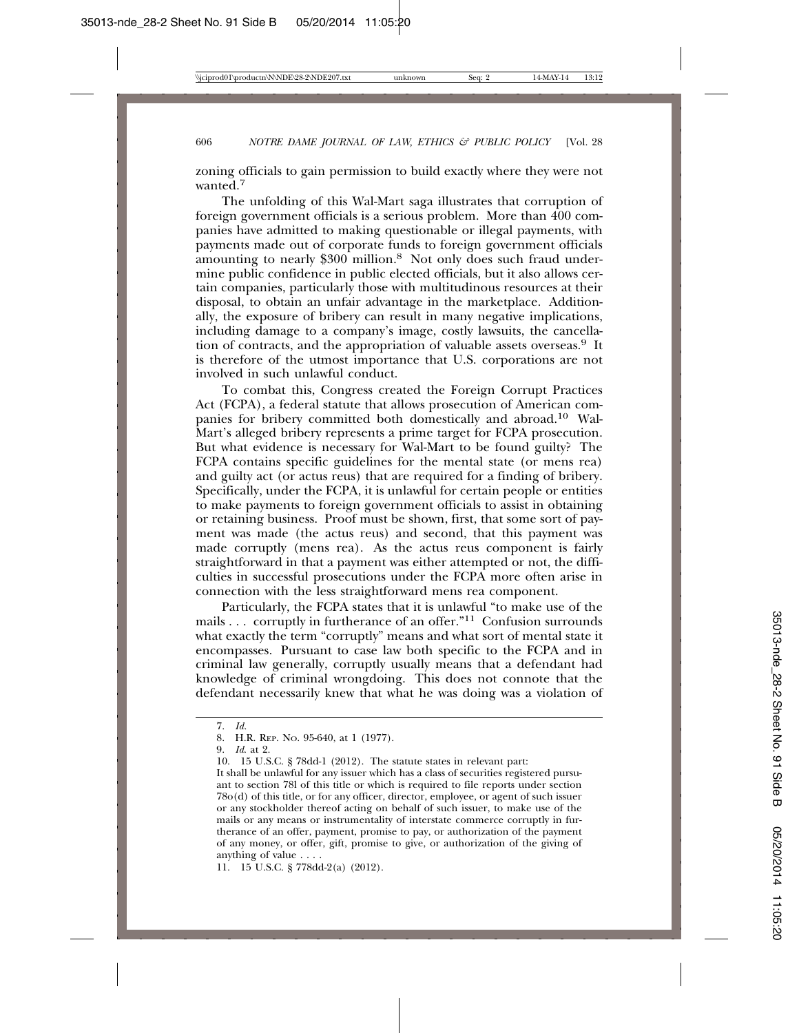zoning officials to gain permission to build exactly where they were not wanted.[7]

The unfolding of this Wal-Mart saga illustrates that corruption of foreign government officials is a serious problem. More than 400 companies have admitted to making questionable or illegal payments, with payments made out of corporate funds to foreign government officials amounting to nearly $300 million.[8] Not only does such fraud undermine public confidence in public elected officials, but it also allows certain companies, particularly those with multitudinous resources at their disposal, to obtain an unfair advantage in the marketplace. Additionally, the exposure of bribery can result in many negative implications, including damage to a company's image, costly lawsuits, the cancellation of contracts, and the appropriation of valuable assets overseas.[9] It is therefore of the utmost importance that U.S. corporations are not involved in such unlawful conduct.

To combat this, Congress created the Foreign Corrupt Practices Act (FCPA), a federal statute that allows prosecution of American companies for bribery committed both domestically and abroad.[10] Wal-Mart's alleged bribery represents a prime target for FCPA prosecution. But what evidence is necessary for Wal-Mart to be found guilty? The FCPA contains specific guidelines for the mental state (or mens rea) and guilty act (or actus reus) that are required for a finding of bribery. Specifically, under the FCPA, it is unlawful for certain people or entities to make payments to foreign government officials to assist in obtaining or retaining business. Proof must be shown, first, that some sort of payment was made (the actus reus) and second, that this payment was made corruptly (mens rea). As the actus reus component is fairly straightforward in that a payment was either attempted or not, the difficulties in successful prosecutions under the FCPA more often arise in connection with the less straightforward mens rea component.

Particularly, the FCPA states that it is unlawful "to make use of the mails . . . corruptly in furtherance of an offer."[11] Confusion surrounds what exactly the term "corruptly" means and what sort of mental state it encompasses. Pursuant to case law both specific to the FCPA and in criminal law generally, corruptly usually means that a defendant had knowledge of criminal wrongdoing. This does not connote that the defendant necessarily knew that what he was doing was a violation of

---

7. *Id.*

8. H.R. Rep. No. 95-640, at 1 (1977).

9. *Id.* at 2.

10. 15 U.S.C. § 78dd-1 (2012). The statute states in relevant part:

It shall be unlawful for any issuer which has a class of securities registered pursuant to section 78l of this title or which is required to file reports under section 78o(d) of this title, or for any officer, director, employee, or agent of such issuer or any stockholder thereof acting on behalf of such issuer, to make use of the mails or any means or instrumentality of interstate commerce corruptly in furtherance of an offer, payment, promise to pay, or authorization of the payment of any money, or offer, gift, promise to give, or authorization of the giving of anything of value . . . .

11. 15 U.S.C. § 778dd-2(a) (2012).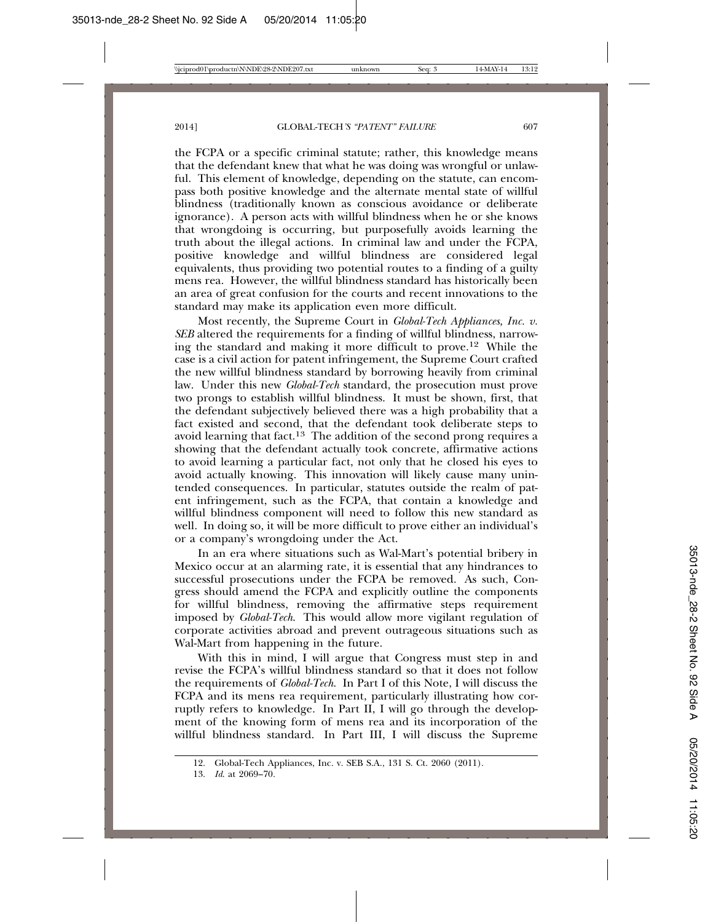the FCPA or a specific criminal statute; rather, this knowledge means that the defendant knew that what he was doing was wrongful or unlawful. This element of knowledge, depending on the statute, can encompass both positive knowledge and the alternate mental state of willful blindness (traditionally known as conscious avoidance or deliberate ignorance). A person acts with willful blindness when he or she knows that wrongdoing is occurring, but purposefully avoids learning the truth about the illegal actions. In criminal law and under the FCPA, positive knowledge and willful blindness are considered legal equivalents, thus providing two potential routes to a finding of a guilty mens rea. However, the willful blindness standard has historically been an area of great confusion for the courts and recent innovations to the standard may make its application even more difficult.

Most recently, the Supreme Court in *Global-Tech Appliances, Inc. v. SEB* altered the requirements for a finding of willful blindness, narrowing the standard and making it more difficult to prove.[12] While the case is a civil action for patent infringement, the Supreme Court crafted the new willful blindness standard by borrowing heavily from criminal law. Under this new *Global-Tech* standard, the prosecution must prove two prongs to establish willful blindness. It must be shown, first, that the defendant subjectively believed there was a high probability that a fact existed and second, that the defendant took deliberate steps to avoid learning that fact.[13] The addition of the second prong requires a showing that the defendant actually took concrete, affirmative actions to avoid learning a particular fact, not only that he closed his eyes to avoid actually knowing. This innovation will likely cause many unintended consequences. In particular, statutes outside the realm of patent infringement, such as the FCPA, that contain a knowledge and willful blindness component will need to follow this new standard as well. In doing so, it will be more difficult to prove either an individual's or a company's wrongdoing under the Act.

In an era where situations such as Wal-Mart's potential bribery in Mexico occur at an alarming rate, it is essential that any hindrances to successful prosecutions under the FCPA be removed. As such, Congress should amend the FCPA and explicitly outline the components for willful blindness, removing the affirmative steps requirement imposed by *Global-Tech*. This would allow more vigilant regulation of corporate activities abroad and prevent outrageous situations such as Wal-Mart from happening in the future.

With this in mind, I will argue that Congress must step in and revise the FCPA's willful blindness standard so that it does not follow the requirements of *Global-Tech*. In Part I of this Note, I will discuss the FCPA and its mens rea requirement, particularly illustrating how corruptly refers to knowledge. In Part II, I will go through the development of the knowing form of mens rea and its incorporation of the willful blindness standard. In Part III, I will discuss the Supreme

12. Global-Tech Appliances, Inc. v. SEB S.A., 131 S. Ct. 2060 (2011).

13. *Id.* at 2069–70.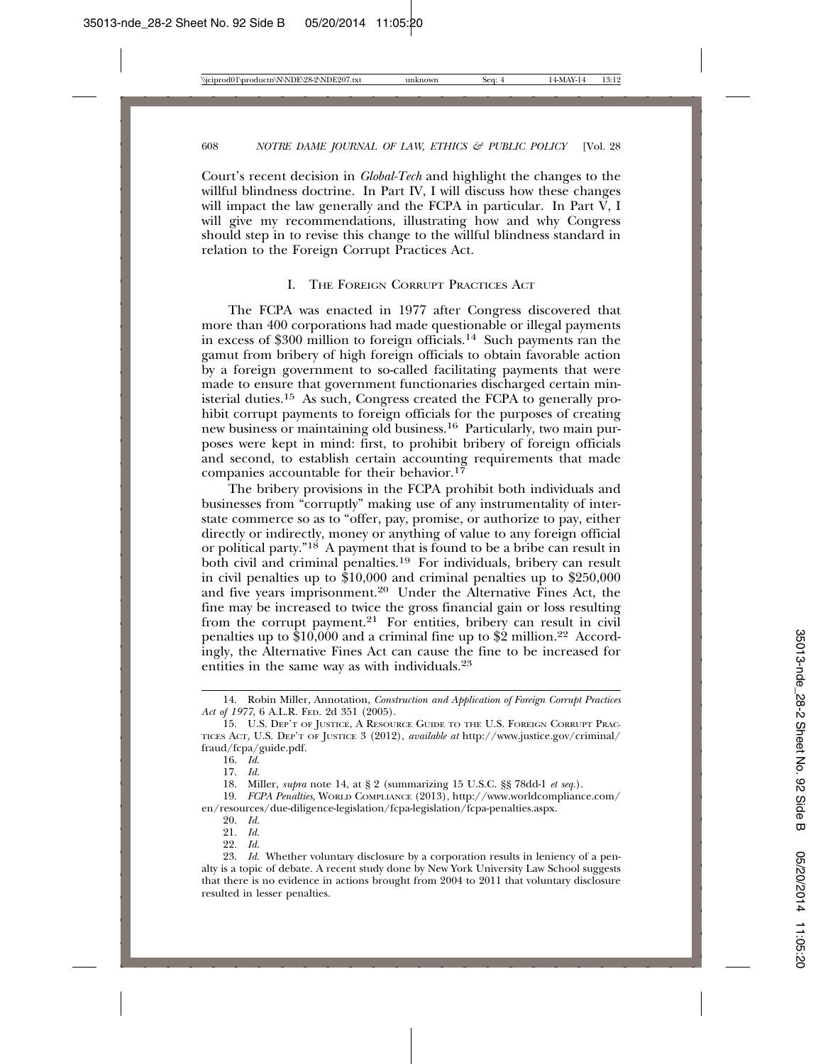Court's recent decision in *Global-Tech* and highlight the changes to the willful blindness doctrine. In Part IV, I will discuss how these changes will impact the law generally and the FCPA in particular. In Part V, I will give my recommendations, illustrating how and why Congress should step in to revise this change to the willful blindness standard in relation to the Foreign Corrupt Practices Act.

## I. The Foreign Corrupt Practices Act

The FCPA was enacted in 1977 after Congress discovered that more than 400 corporations had made questionable or illegal payments in excess of $300 million to foreign officials.[14] Such payments ran the gamut from bribery of high foreign officials to obtain favorable action by a foreign government to so-called facilitating payments that were made to ensure that government functionaries discharged certain ministerial duties.[15] As such, Congress created the FCPA to generally prohibit corrupt payments to foreign officials for the purposes of creating new business or maintaining old business.[16] Particularly, two main purposes were kept in mind: first, to prohibit bribery of foreign officials and second, to establish certain accounting requirements that made companies accountable for their behavior.[17]

The bribery provisions in the FCPA prohibit both individuals and businesses from "corruptly" making use of any instrumentality of interstate commerce so as to "offer, pay, promise, or authorize to pay, either directly or indirectly, money or anything of value to any foreign official or political party."[18] A payment that is found to be a bribe can result in both civil and criminal penalties.[19] For individuals, bribery can result in civil penalties up to $10,000 and criminal penalties up to $250,000 and five years imprisonment.[20] Under the Alternative Fines Act, the fine may be increased to twice the gross financial gain or loss resulting from the corrupt payment.[21] For entities, bribery can result in civil penalties up to $10,000 and a criminal fine up to $2 million.[22] Accordingly, the Alternative Fines Act can cause the fine to be increased for entities in the same way as with individuals.[23]

---

14. Robin Miller, Annotation, *Construction and Application of Foreign Corrupt Practices Act of 1977*, 6 A.L.R. Fed. 2d 351 (2005).

15. U.S. Dep't of Justice, A Resource Guide to the U.S. Foreign Corrupt Practices Act, U.S. Dep't of Justice 3 (2012), *available at* http://www.justice.gov/criminal/fraud/fcpa/guide.pdf.

16. *Id.*

17. *Id.*

18. Miller, *supra* note 14, at § 2 (summarizing 15 U.S.C. §§ 78dd-1 *et seq.*).

19. *FCPA Penalties*, World Compliance (2013), http://www.worldcompliance.com/en/resources/due-diligence-legislation/fcpa-legislation/fcpa-penalties.aspx.

20. *Id.*

21. *Id.*

22. *Id.*

23. *Id.* Whether voluntary disclosure by a corporation results in leniency of a penalty is a topic of debate. A recent study done by New York University Law School suggests that there is no evidence in actions brought from 2004 to 2011 that voluntary disclosure resulted in lesser penalties.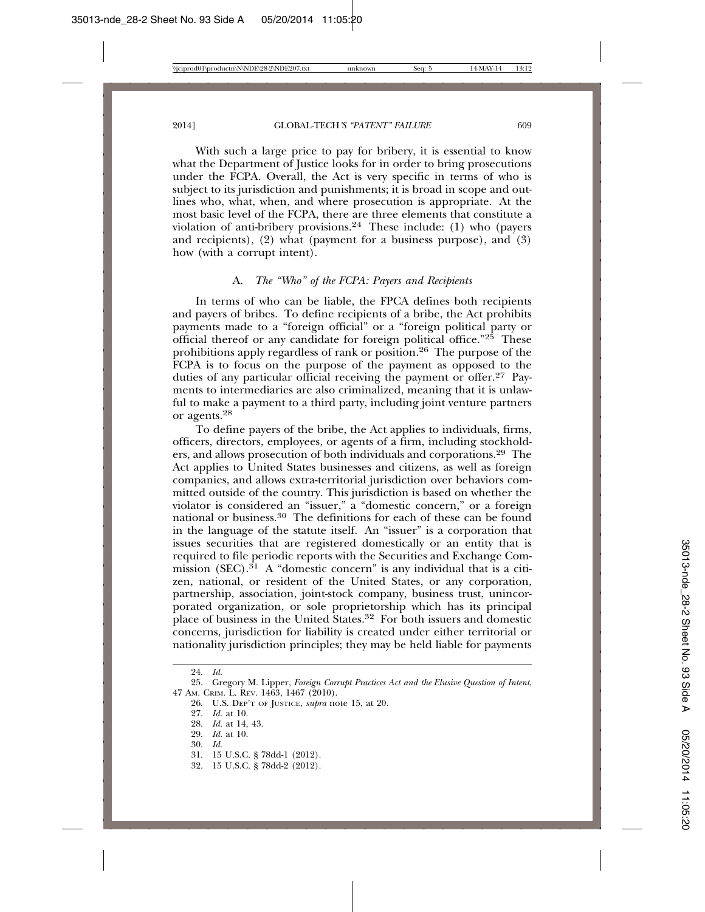With such a large price to pay for bribery, it is essential to know what the Department of Justice looks for in order to bring prosecutions under the FCPA. Overall, the Act is very specific in terms of who is subject to its jurisdiction and punishments; it is broad in scope and outlines who, what, when, and where prosecution is appropriate. At the most basic level of the FCPA, there are three elements that constitute a violation of anti-bribery provisions.[24] These include: (1) who (payers and recipients), (2) what (payment for a business purpose), and (3) how (with a corrupt intent).

### A. *The "Who" of the FCPA: Payers and Recipients*

In terms of who can be liable, the FPCA defines both recipients and payers of bribes. To define recipients of a bribe, the Act prohibits payments made to a "foreign official" or a "foreign political party or official thereof or any candidate for foreign political office."[25] These prohibitions apply regardless of rank or position.[26] The purpose of the FCPA is to focus on the purpose of the payment as opposed to the duties of any particular official receiving the payment or offer.[27] Payments to intermediaries are also criminalized, meaning that it is unlawful to make a payment to a third party, including joint venture partners or agents.[28]

To define payers of the bribe, the Act applies to individuals, firms, officers, directors, employees, or agents of a firm, including stockholders, and allows prosecution of both individuals and corporations.[29] The Act applies to United States businesses and citizens, as well as foreign companies, and allows extra-territorial jurisdiction over behaviors committed outside of the country. This jurisdiction is based on whether the violator is considered an "issuer," a "domestic concern," or a foreign national or business.[30] The definitions for each of these can be found in the language of the statute itself. An "issuer" is a corporation that issues securities that are registered domestically or an entity that is required to file periodic reports with the Securities and Exchange Commission (SEC).[31] A "domestic concern" is any individual that is a citizen, national, or resident of the United States, or any corporation, partnership, association, joint-stock company, business trust, unincorporated organization, or sole proprietorship which has its principal place of business in the United States.[32] For both issuers and domestic concerns, jurisdiction for liability is created under either territorial or nationality jurisdiction principles; they may be held liable for payments

---

24. *Id.*
25. Gregory M. Lipper, *Foreign Corrupt Practices Act and the Elusive Question of Intent*, 47 AM. CRIM. L. REV. 1463, 1467 (2010).
26. U.S. DEP'T OF JUSTICE, *supra* note 15, at 20.
27. *Id.* at 10.
28. *Id.* at 14, 43.
29. *Id.* at 10.
30. *Id.*
31. 15 U.S.C. § 78dd-1 (2012).
32. 15 U.S.C. § 78dd-2 (2012).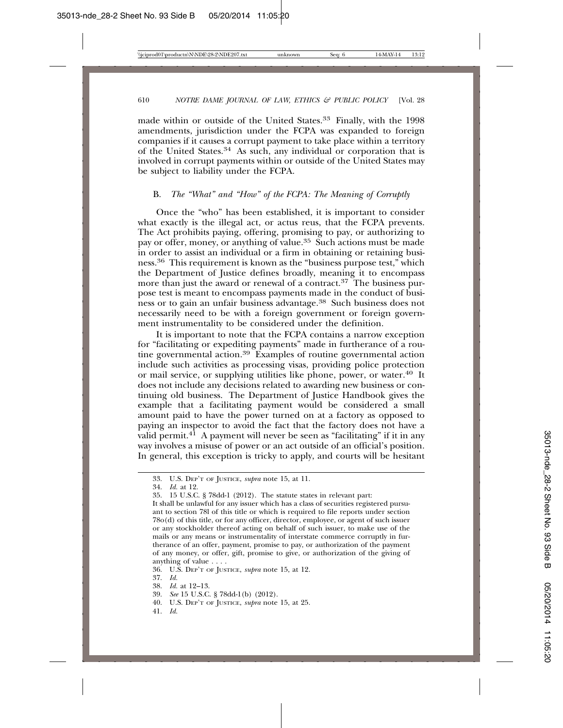made within or outside of the United States.[33] Finally, with the 1998 amendments, jurisdiction under the FCPA was expanded to foreign companies if it causes a corrupt payment to take place within a territory of the United States.[34] As such, any individual or corporation that is involved in corrupt payments within or outside of the United States may be subject to liability under the FCPA.

## B. *The "What" and "How" of the FCPA: The Meaning of Corruptly*

Once the "who" has been established, it is important to consider what exactly is the illegal act, or actus reus, that the FCPA prevents. The Act prohibits paying, offering, promising to pay, or authorizing to pay or offer, money, or anything of value.[35] Such actions must be made in order to assist an individual or a firm in obtaining or retaining business.[36] This requirement is known as the "business purpose test," which the Department of Justice defines broadly, meaning it to encompass more than just the award or renewal of a contract.[37] The business purpose test is meant to encompass payments made in the conduct of business or to gain an unfair business advantage.[38] Such business does not necessarily need to be with a foreign government or foreign government instrumentality to be considered under the definition.

It is important to note that the FCPA contains a narrow exception for "facilitating or expediting payments" made in furtherance of a routine governmental action.[39] Examples of routine governmental action include such activities as processing visas, providing police protection or mail service, or supplying utilities like phone, power, or water.[40] It does not include any decisions related to awarding new business or continuing old business. The Department of Justice Handbook gives the example that a facilitating payment would be considered a small amount paid to have the power turned on at a factory as opposed to paying an inspector to avoid the fact that the factory does not have a valid permit.[41] A payment will never be seen as "facilitating" if it in any way involves a misuse of power or an act outside of an official's position. In general, this exception is tricky to apply, and courts will be hesitant

---

33. U.S. DEP'T OF JUSTICE, *supra* note 15, at 11.

34. *Id.* at 12.

35. 15 U.S.C. § 78dd-1 (2012). The statute states in relevant part:

It shall be unlawful for any issuer which has a class of securities registered pursuant to section 78l of this title or which is required to file reports under section 78o(d) of this title, or for any officer, director, employee, or agent of such issuer or any stockholder thereof acting on behalf of such issuer, to make use of the mails or any means or instrumentality of interstate commerce corruptly in furtherance of an offer, payment, promise to pay, or authorization of the payment of any money, or offer, gift, promise to give, or authorization of the giving of anything of value . . . .

36. U.S. DEP'T OF JUSTICE, *supra* note 15, at 12.

37. *Id.*

38. *Id.* at 12–13.

39. *See* 15 U.S.C. § 78dd-1(b) (2012).

40. U.S. DEP'T OF JUSTICE, *supra* note 15, at 25.

41. *Id.*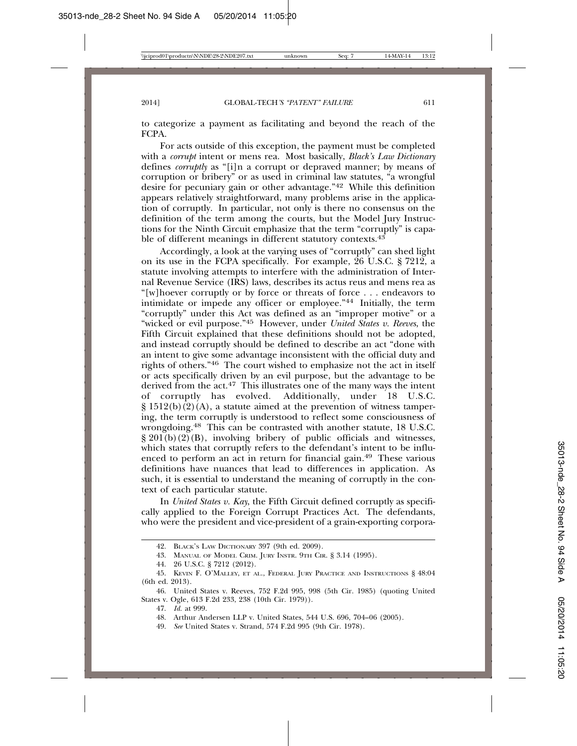to categorize a payment as facilitating and beyond the reach of the FCPA.

For acts outside of this exception, the payment must be completed with a *corrupt* intent or mens rea. Most basically, *Black's Law Dictionary* defines *corruptly* as "[i]n a corrupt or depraved manner; by means of corruption or bribery" or as used in criminal law statutes, "a wrongful desire for pecuniary gain or other advantage."[42] While this definition appears relatively straightforward, many problems arise in the application of corruptly. In particular, not only is there no consensus on the definition of the term among the courts, but the Model Jury Instructions for the Ninth Circuit emphasize that the term "corruptly" is capable of different meanings in different statutory contexts.[43]

Accordingly, a look at the varying uses of "corruptly" can shed light on its use in the FCPA specifically. For example, 26 U.S.C. § 7212, a statute involving attempts to interfere with the administration of Internal Revenue Service (IRS) laws, describes its actus reus and mens rea as "[w]hoever corruptly or by force or threats of force . . . endeavors to intimidate or impede any officer or employee."[44] Initially, the term "corruptly" under this Act was defined as an "improper motive" or a "wicked or evil purpose."[45] However, under *United States v. Reeves*, the Fifth Circuit explained that these definitions should not be adopted, and instead corruptly should be defined to describe an act "done with an intent to give some advantage inconsistent with the official duty and rights of others."[46] The court wished to emphasize not the act in itself or acts specifically driven by an evil purpose, but the advantage to be derived from the act.[47] This illustrates one of the many ways the intent of corruptly has evolved. Additionally, under 18 U.S.C. § 1512(b)(2)(A), a statute aimed at the prevention of witness tampering, the term corruptly is understood to reflect some consciousness of wrongdoing.[48] This can be contrasted with another statute, 18 U.S.C. § 201(b)(2)(B), involving bribery of public officials and witnesses, which states that corruptly refers to the defendant's intent to be influenced to perform an act in return for financial gain.[49] These various definitions have nuances that lead to differences in application. As such, it is essential to understand the meaning of corruptly in the context of each particular statute.

In *United States v. Kay*, the Fifth Circuit defined corruptly as specifically applied to the Foreign Corrupt Practices Act. The defendants, who were the president and vice-president of a grain-exporting corpora-

---

42. BLACK'S LAW DICTIONARY 397 (9th ed. 2009).

43. MANUAL OF MODEL CRIM. JURY INSTR. 9TH CIR. § 3.14 (1995).

44. 26 U.S.C. § 7212 (2012).

45. KEVIN F. O'MALLEY, ET AL., FEDERAL JURY PRACTICE AND INSTRUCTIONS § 48:04 (6th ed. 2013).

46. United States v. Reeves, 752 F.2d 995, 998 (5th Cir. 1985) (quoting United States v. Ogle, 613 F.2d 233, 238 (10th Cir. 1979)).

47. *Id.* at 999.

48. Arthur Andersen LLP v. United States, 544 U.S. 696, 704–06 (2005).

49. *See* United States v. Strand, 574 F.2d 995 (9th Cir. 1978).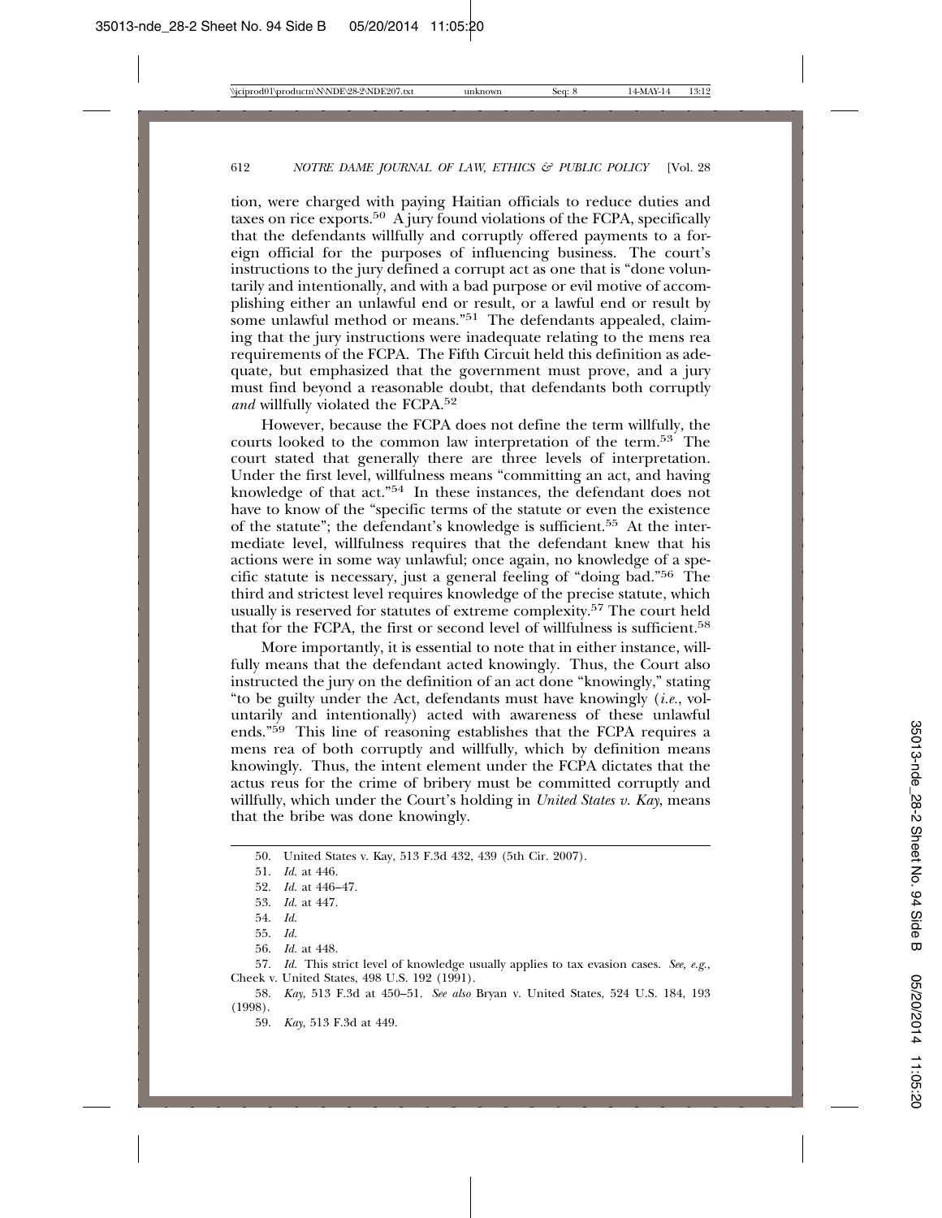tion, were charged with paying Haitian officials to reduce duties and taxes on rice exports.[50] A jury found violations of the FCPA, specifically that the defendants willfully and corruptly offered payments to a foreign official for the purposes of influencing business. The court's instructions to the jury defined a corrupt act as one that is "done voluntarily and intentionally, and with a bad purpose or evil motive of accomplishing either an unlawful end or result, or a lawful end or result by some unlawful method or means."[51] The defendants appealed, claiming that the jury instructions were inadequate relating to the mens rea requirements of the FCPA. The Fifth Circuit held this definition as adequate, but emphasized that the government must prove, and a jury must find beyond a reasonable doubt, that defendants both corruptly *and* willfully violated the FCPA.[52]

However, because the FCPA does not define the term willfully, the courts looked to the common law interpretation of the term.[53] The court stated that generally there are three levels of interpretation. Under the first level, willfulness means "committing an act, and having knowledge of that act."[54] In these instances, the defendant does not have to know of the "specific terms of the statute or even the existence of the statute"; the defendant's knowledge is sufficient.[55] At the intermediate level, willfulness requires that the defendant knew that his actions were in some way unlawful; once again, no knowledge of a specific statute is necessary, just a general feeling of "doing bad."[56] The third and strictest level requires knowledge of the precise statute, which usually is reserved for statutes of extreme complexity.[57] The court held that for the FCPA, the first or second level of willfulness is sufficient.[58]

More importantly, it is essential to note that in either instance, willfully means that the defendant acted knowingly. Thus, the Court also instructed the jury on the definition of an act done "knowingly," stating "to be guilty under the Act, defendants must have knowingly (*i.e.*, voluntarily and intentionally) acted with awareness of these unlawful ends."[59] This line of reasoning establishes that the FCPA requires a mens rea of both corruptly and willfully, which by definition means knowingly. Thus, the intent element under the FCPA dictates that the actus reus for the crime of bribery must be committed corruptly and willfully, which under the Court's holding in *United States v. Kay*, means that the bribe was done knowingly.

---

50. United States v. Kay, 513 F.3d 432, 439 (5th Cir. 2007).

51. *Id.* at 446.

52. *Id.* at 446–47.

53. *Id.* at 447.

54. *Id.*

55. *Id.*

56. *Id.* at 448.

57. *Id.* This strict level of knowledge usually applies to tax evasion cases. *See, e.g.*, Cheek v. United States, 498 U.S. 192 (1991).

58. *Kay*, 513 F.3d at 450–51. *See also* Bryan v. United States, 524 U.S. 184, 193 (1998).

59. *Kay*, 513 F.3d at 449.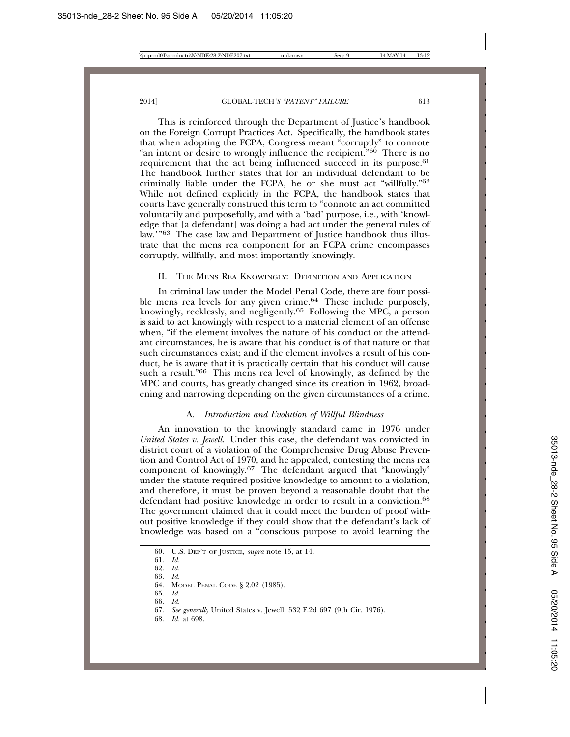This is reinforced through the Department of Justice's handbook on the Foreign Corrupt Practices Act. Specifically, the handbook states that when adopting the FCPA, Congress meant "corruptly" to connote "an intent or desire to wrongly influence the recipient."[60] There is no requirement that the act being influenced succeed in its purpose.[61] The handbook further states that for an individual defendant to be criminally liable under the FCPA, he or she must act "willfully."[62] While not defined explicitly in the FCPA, the handbook states that courts have generally construed this term to "connote an act committed voluntarily and purposefully, and with a 'bad' purpose, i.e., with 'knowledge that [a defendant] was doing a bad act under the general rules of law.'"[63] The case law and Department of Justice handbook thus illustrate that the mens rea component for an FCPA crime encompasses corruptly, willfully, and most importantly knowingly.

## II. The Mens Rea Knowingly: Definition and Application

In criminal law under the Model Penal Code, there are four possible mens rea levels for any given crime.[64] These include purposely, knowingly, recklessly, and negligently.[65] Following the MPC, a person is said to act knowingly with respect to a material element of an offense when, "if the element involves the nature of his conduct or the attendant circumstances, he is aware that his conduct is of that nature or that such circumstances exist; and if the element involves a result of his conduct, he is aware that it is practically certain that his conduct will cause such a result."[66] This mens rea level of knowingly, as defined by the MPC and courts, has greatly changed since its creation in 1962, broadening and narrowing depending on the given circumstances of a crime.

### A. *Introduction and Evolution of Willful Blindness*

An innovation to the knowingly standard came in 1976 under *United States v. Jewell*. Under this case, the defendant was convicted in district court of a violation of the Comprehensive Drug Abuse Prevention and Control Act of 1970, and he appealed, contesting the mens rea component of knowingly.[67] The defendant argued that "knowingly" under the statute required positive knowledge to amount to a violation, and therefore, it must be proven beyond a reasonable doubt that the defendant had positive knowledge in order to result in a conviction.[68] The government claimed that it could meet the burden of proof without positive knowledge if they could show that the defendant's lack of knowledge was based on a "conscious purpose to avoid learning the

---

60. U.S. Dep't of Justice, *supra* note 15, at 14.
61. *Id.*
62. *Id.*
63. *Id.*
64. Model Penal Code § 2.02 (1985).
65. *Id.*
66. *Id.*
67. *See generally* United States v. Jewell, 532 F.2d 697 (9th Cir. 1976).
68. *Id.* at 698.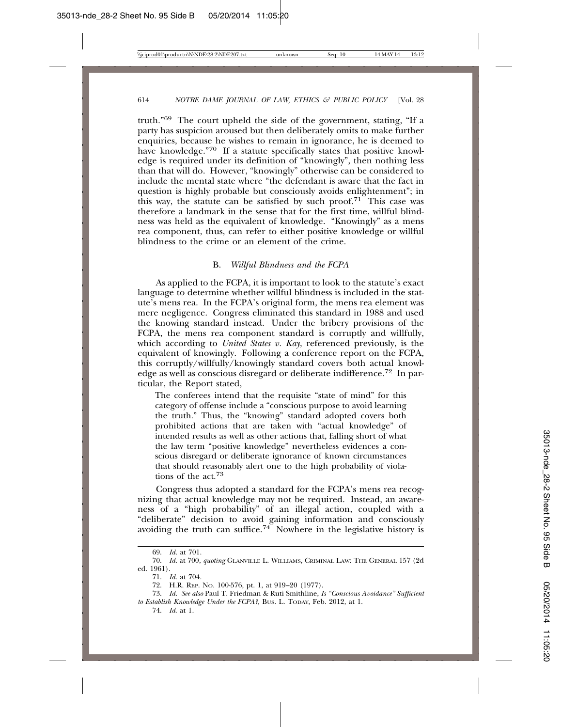truth."[69] The court upheld the side of the government, stating, "If a party has suspicion aroused but then deliberately omits to make further enquiries, because he wishes to remain in ignorance, he is deemed to have knowledge."[70] If a statute specifically states that positive knowledge is required under its definition of "knowingly", then nothing less than that will do. However, "knowingly" otherwise can be considered to include the mental state where "the defendant is aware that the fact in question is highly probable but consciously avoids enlightenment"; in this way, the statute can be satisfied by such proof.[71] This case was therefore a landmark in the sense that for the first time, willful blindness was held as the equivalent of knowledge. "Knowingly" as a mens rea component, thus, can refer to either positive knowledge or willful blindness to the crime or an element of the crime.

### B. *Willful Blindness and the FCPA*

As applied to the FCPA, it is important to look to the statute's exact language to determine whether willful blindness is included in the statute's mens rea. In the FCPA's original form, the mens rea element was mere negligence. Congress eliminated this standard in 1988 and used the knowing standard instead. Under the bribery provisions of the FCPA, the mens rea component standard is corruptly and willfully, which according to *United States v. Kay*, referenced previously, is the equivalent of knowingly. Following a conference report on the FCPA, this corruptly/willfully/knowingly standard covers both actual knowledge as well as conscious disregard or deliberate indifference.[72] In particular, the Report stated,

> The conferees intend that the requisite "state of mind" for this category of offense include a "conscious purpose to avoid learning the truth." Thus, the "knowing" standard adopted covers both prohibited actions that are taken with "actual knowledge" of intended results as well as other actions that, falling short of what the law term "positive knowledge" nevertheless evidences a conscious disregard or deliberate ignorance of known circumstances that should reasonably alert one to the high probability of violations of the act.[73]

Congress thus adopted a standard for the FCPA's mens rea recognizing that actual knowledge may not be required. Instead, an awareness of a "high probability" of an illegal action, coupled with a "deliberate" decision to avoid gaining information and consciously avoiding the truth can suffice.[74] Nowhere in the legislative history is

---

69. *Id.* at 701.

70. *Id.* at 700, *quoting* GLANVILLE L. WILLIAMS, CRIMINAL LAW: THE GENERAL 157 (2d ed. 1961).

71. *Id.* at 704.

72. H.R. REP. NO. 100-576, pt. 1, at 919–20 (1977).

73. *Id.* *See also* Paul T. Friedman & Ruti Smithline, *Is "Conscious Avoidance" Sufficient to Establish Knowledge Under the FCPA?*, BUS. L. TODAY, Feb. 2012, at 1.

74. *Id.* at 1.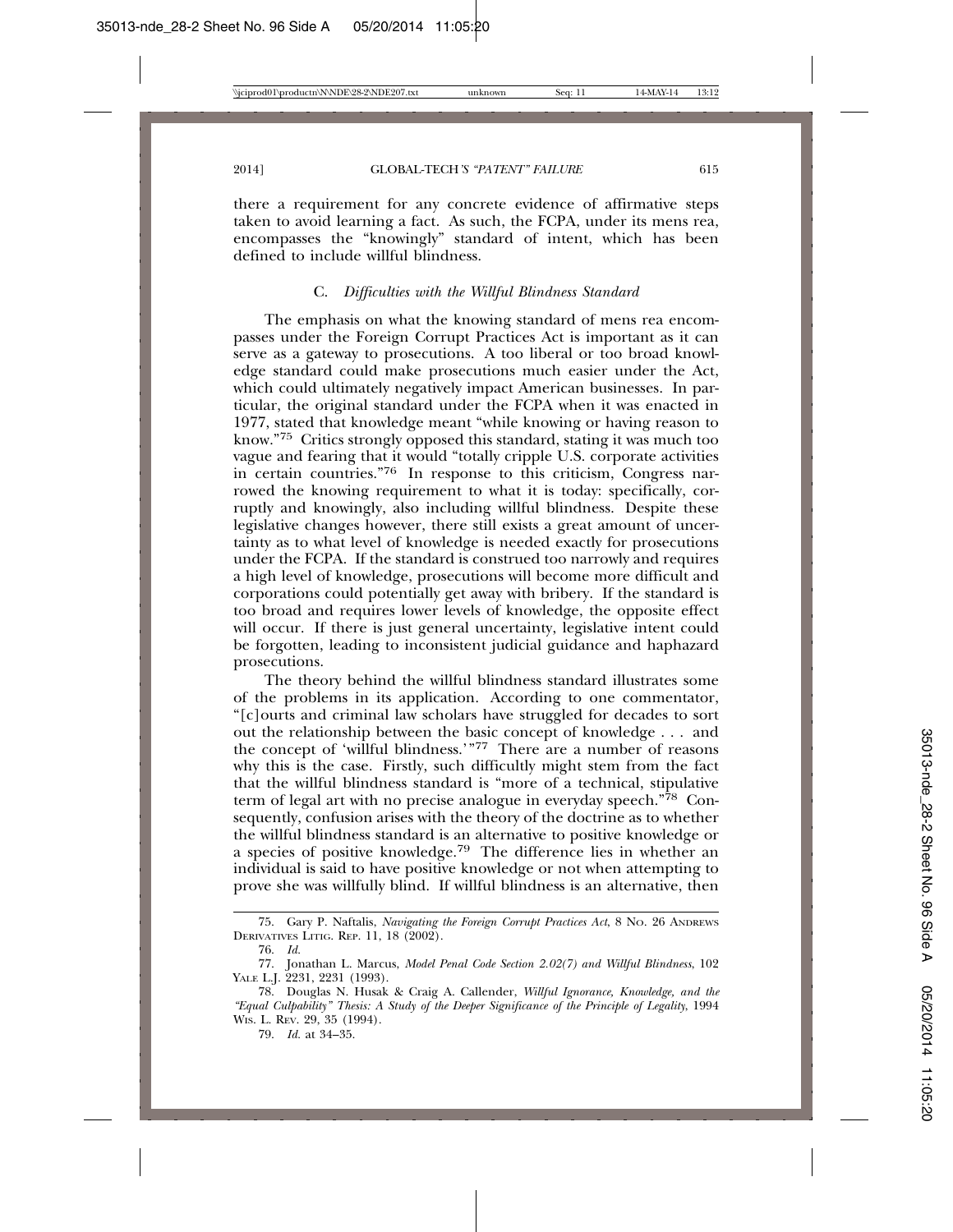there a requirement for any concrete evidence of affirmative steps taken to avoid learning a fact. As such, the FCPA, under its mens rea, encompasses the "knowingly" standard of intent, which has been defined to include willful blindness.

### C. *Difficulties with the Willful Blindness Standard*

The emphasis on what the knowing standard of mens rea encompasses under the Foreign Corrupt Practices Act is important as it can serve as a gateway to prosecutions. A too liberal or too broad knowledge standard could make prosecutions much easier under the Act, which could ultimately negatively impact American businesses. In particular, the original standard under the FCPA when it was enacted in 1977, stated that knowledge meant "while knowing or having reason to know."[75] Critics strongly opposed this standard, stating it was much too vague and fearing that it would "totally cripple U.S. corporate activities in certain countries."[76] In response to this criticism, Congress narrowed the knowing requirement to what it is today: specifically, corruptly and knowingly, also including willful blindness. Despite these legislative changes however, there still exists a great amount of uncertainty as to what level of knowledge is needed exactly for prosecutions under the FCPA. If the standard is construed too narrowly and requires a high level of knowledge, prosecutions will become more difficult and corporations could potentially get away with bribery. If the standard is too broad and requires lower levels of knowledge, the opposite effect will occur. If there is just general uncertainty, legislative intent could be forgotten, leading to inconsistent judicial guidance and haphazard prosecutions.

The theory behind the willful blindness standard illustrates some of the problems in its application. According to one commentator, "[c]ourts and criminal law scholars have struggled for decades to sort out the relationship between the basic concept of knowledge . . . and the concept of 'willful blindness.'"[77] There are a number of reasons why this is the case. Firstly, such difficultly might stem from the fact that the willful blindness standard is "more of a technical, stipulative term of legal art with no precise analogue in everyday speech."[78] Consequently, confusion arises with the theory of the doctrine as to whether the willful blindness standard is an alternative to positive knowledge or a species of positive knowledge.[79] The difference lies in whether an individual is said to have positive knowledge or not when attempting to prove she was willfully blind. If willful blindness is an alternative, then

---

75. Gary P. Naftalis, *Navigating the Foreign Corrupt Practices Act*, 8 No. 26 Andrews Derivatives Litig. Rep. 11, 18 (2002).

76. *Id.*

77. Jonathan L. Marcus, *Model Penal Code Section 2.02(7) and Willful Blindness*, 102 Yale L.J. 2231, 2231 (1993).

78. Douglas N. Husak & Craig A. Callender, *Willful Ignorance, Knowledge, and the "Equal Culpability" Thesis: A Study of the Deeper Significance of the Principle of Legality*, 1994 Wis. L. Rev. 29, 35 (1994).

79. *Id.* at 34–35.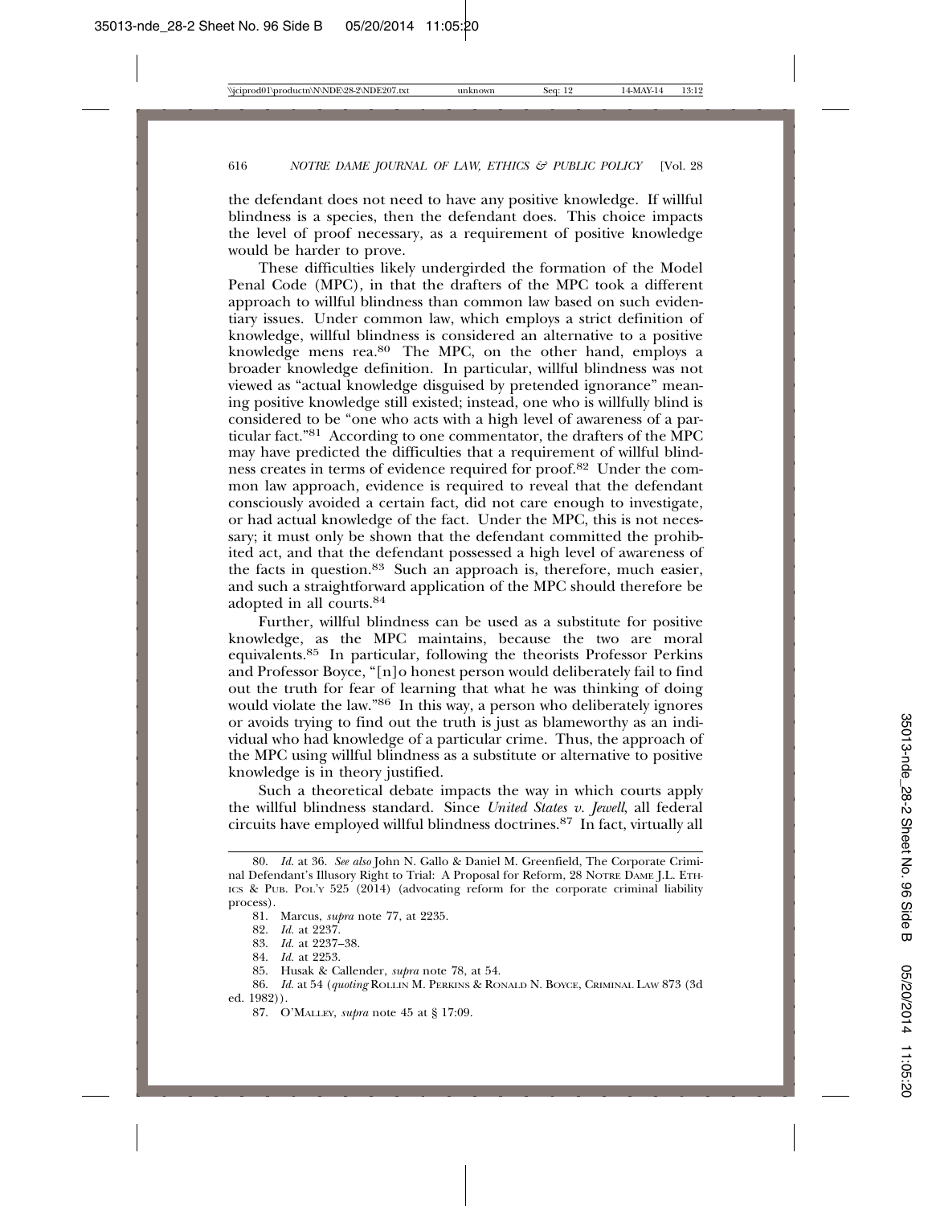the defendant does not need to have any positive knowledge. If willful blindness is a species, then the defendant does. This choice impacts the level of proof necessary, as a requirement of positive knowledge would be harder to prove.

These difficulties likely undergirded the formation of the Model Penal Code (MPC), in that the drafters of the MPC took a different approach to willful blindness than common law based on such evidentiary issues. Under common law, which employs a strict definition of knowledge, willful blindness is considered an alternative to a positive knowledge mens rea.[80] The MPC, on the other hand, employs a broader knowledge definition. In particular, willful blindness was not viewed as "actual knowledge disguised by pretended ignorance" meaning positive knowledge still existed; instead, one who is willfully blind is considered to be "one who acts with a high level of awareness of a particular fact."[81] According to one commentator, the drafters of the MPC may have predicted the difficulties that a requirement of willful blindness creates in terms of evidence required for proof.[82] Under the common law approach, evidence is required to reveal that the defendant consciously avoided a certain fact, did not care enough to investigate, or had actual knowledge of the fact. Under the MPC, this is not necessary; it must only be shown that the defendant committed the prohibited act, and that the defendant possessed a high level of awareness of the facts in question.[83] Such an approach is, therefore, much easier, and such a straightforward application of the MPC should therefore be adopted in all courts.[84]

Further, willful blindness can be used as a substitute for positive knowledge, as the MPC maintains, because the two are moral equivalents.[85] In particular, following the theorists Professor Perkins and Professor Boyce, "[n]o honest person would deliberately fail to find out the truth for fear of learning that what he was thinking of doing would violate the law."[86] In this way, a person who deliberately ignores or avoids trying to find out the truth is just as blameworthy as an individual who had knowledge of a particular crime. Thus, the approach of the MPC using willful blindness as a substitute or alternative to positive knowledge is in theory justified.

Such a theoretical debate impacts the way in which courts apply the willful blindness standard. Since *United States v. Jewell*, all federal circuits have employed willful blindness doctrines.[87] In fact, virtually all

---

80. *Id.* at 36. *See also* John N. Gallo & Daniel M. Greenfield, The Corporate Criminal Defendant's Illusory Right to Trial: A Proposal for Reform, 28 NOTRE DAME J.L. ETHICS & PUB. POL'Y 525 (2014) (advocating reform for the corporate criminal liability process).

81. Marcus, *supra* note 77, at 2235.

82. *Id.* at 2237.

83. *Id.* at 2237–38.

84. *Id.* at 2253.

85. Husak & Callender, *supra* note 78, at 54.

86. *Id.* at 54 (*quoting* ROLLIN M. PERKINS & RONALD N. BOYCE, CRIMINAL LAW 873 (3d ed. 1982)).

87. O'MALLEY, *supra* note 45 at § 17:09.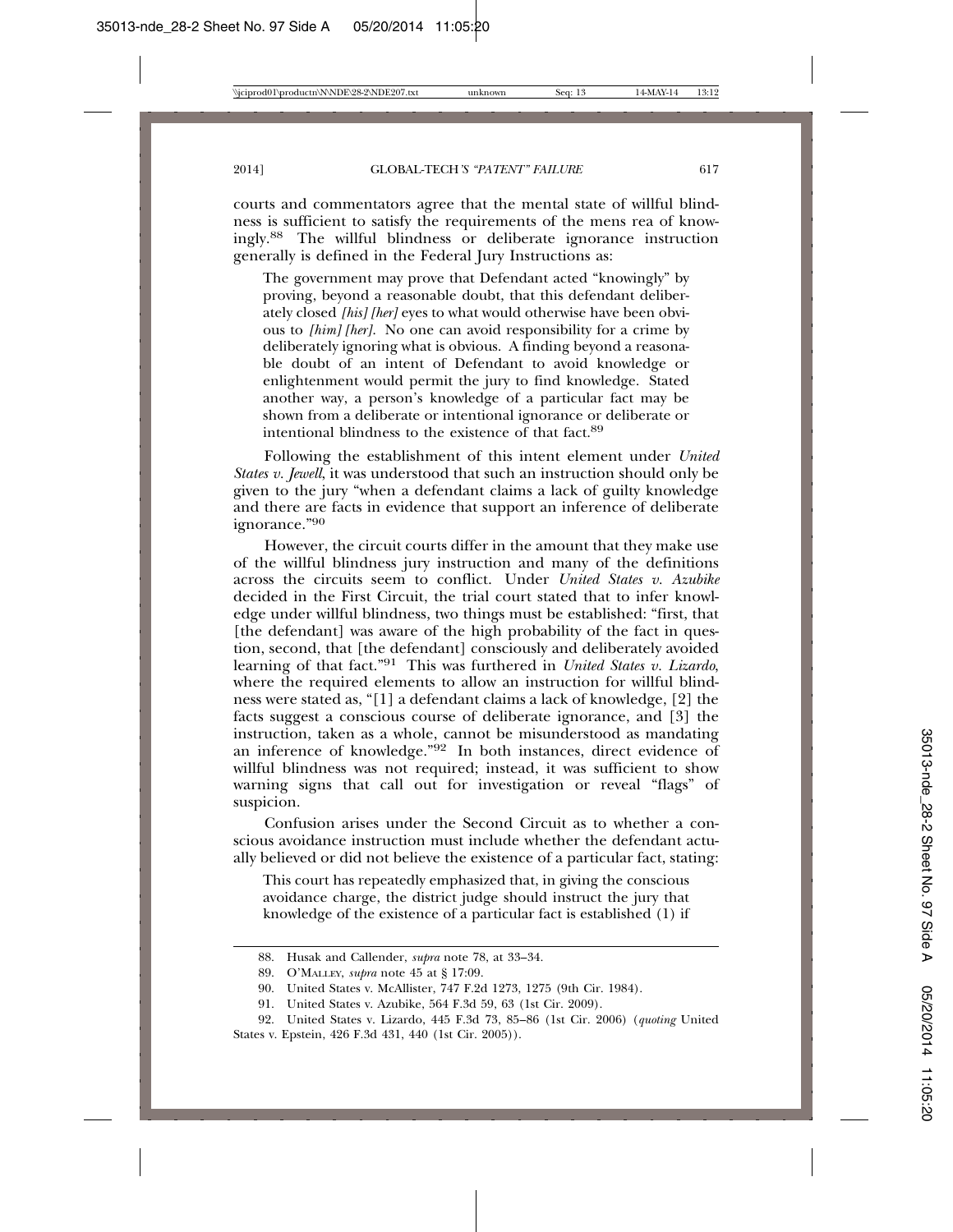courts and commentators agree that the mental state of willful blindness is sufficient to satisfy the requirements of the mens rea of knowingly.[88] The willful blindness or deliberate ignorance instruction generally is defined in the Federal Jury Instructions as:

> The government may prove that Defendant acted "knowingly" by proving, beyond a reasonable doubt, that this defendant deliberately closed *[his] [her]* eyes to what would otherwise have been obvious to *[him] [her]*. No one can avoid responsibility for a crime by deliberately ignoring what is obvious. A finding beyond a reasonable doubt of an intent of Defendant to avoid knowledge or enlightenment would permit the jury to find knowledge. Stated another way, a person's knowledge of a particular fact may be shown from a deliberate or intentional ignorance or deliberate or intentional blindness to the existence of that fact.[89]

Following the establishment of this intent element under *United States v. Jewell*, it was understood that such an instruction should only be given to the jury "when a defendant claims a lack of guilty knowledge and there are facts in evidence that support an inference of deliberate ignorance."[90]

However, the circuit courts differ in the amount that they make use of the willful blindness jury instruction and many of the definitions across the circuits seem to conflict. Under *United States v. Azubike* decided in the First Circuit, the trial court stated that to infer knowledge under willful blindness, two things must be established: "first, that [the defendant] was aware of the high probability of the fact in question, second, that [the defendant] consciously and deliberately avoided learning of that fact."[91] This was furthered in *United States v. Lizardo*, where the required elements to allow an instruction for willful blindness were stated as, "[1] a defendant claims a lack of knowledge, [2] the facts suggest a conscious course of deliberate ignorance, and [3] the instruction, taken as a whole, cannot be misunderstood as mandating an inference of knowledge."[92] In both instances, direct evidence of willful blindness was not required; instead, it was sufficient to show warning signs that call out for investigation or reveal "flags" of suspicion.

Confusion arises under the Second Circuit as to whether a conscious avoidance instruction must include whether the defendant actually believed or did not believe the existence of a particular fact, stating:

> This court has repeatedly emphasized that, in giving the conscious avoidance charge, the district judge should instruct the jury that knowledge of the existence of a particular fact is established (1) if

---

88. Husak and Callender, *supra* note 78, at 33–34.

89. O'Malley, *supra* note 45 at § 17:09.

90. United States v. McAllister, 747 F.2d 1273, 1275 (9th Cir. 1984).

91. United States v. Azubike, 564 F.3d 59, 63 (1st Cir. 2009).

92. United States v. Lizardo, 445 F.3d 73, 85–86 (1st Cir. 2006) (*quoting* United States v. Epstein, 426 F.3d 431, 440 (1st Cir. 2005)).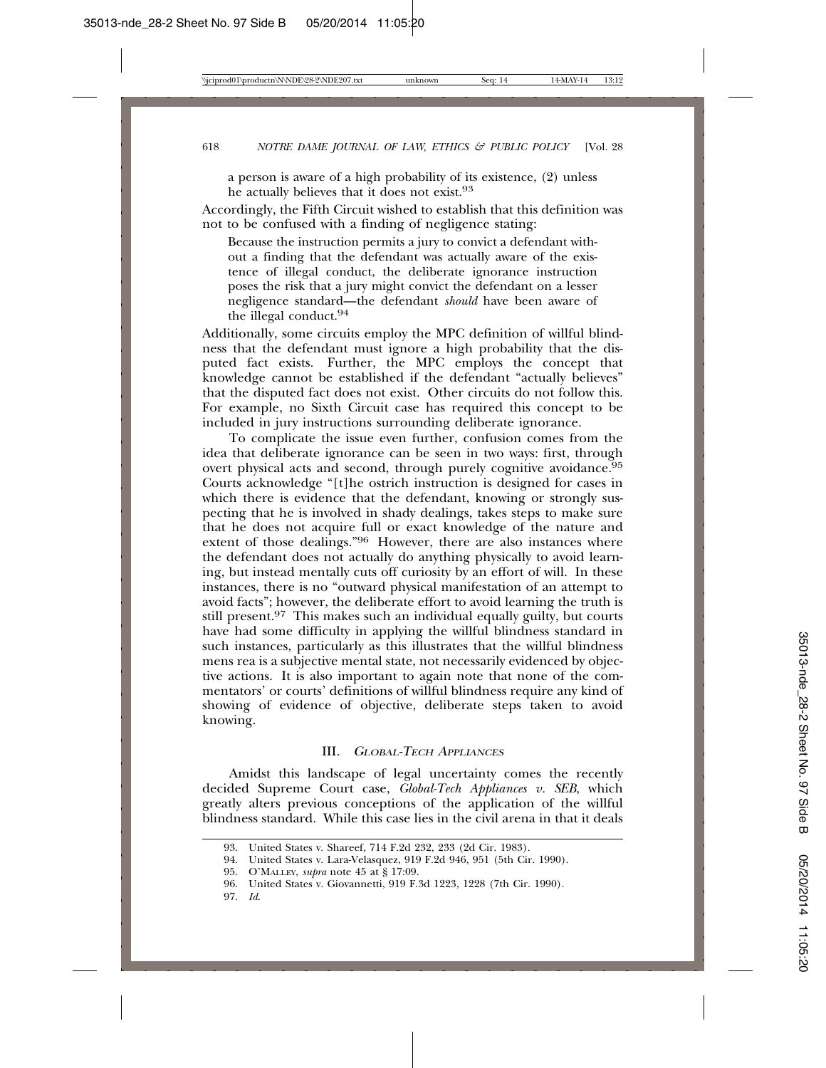a person is aware of a high probability of its existence, (2) unless he actually believes that it does not exist.[93]

Accordingly, the Fifth Circuit wished to establish that this definition was not to be confused with a finding of negligence stating:

> Because the instruction permits a jury to convict a defendant without a finding that the defendant was actually aware of the existence of illegal conduct, the deliberate ignorance instruction poses the risk that a jury might convict the defendant on a lesser negligence standard—the defendant *should* have been aware of the illegal conduct.[94]

Additionally, some circuits employ the MPC definition of willful blindness that the defendant must ignore a high probability that the disputed fact exists. Further, the MPC employs the concept that knowledge cannot be established if the defendant "actually believes" that the disputed fact does not exist. Other circuits do not follow this. For example, no Sixth Circuit case has required this concept to be included in jury instructions surrounding deliberate ignorance.

To complicate the issue even further, confusion comes from the idea that deliberate ignorance can be seen in two ways: first, through overt physical acts and second, through purely cognitive avoidance.[95] Courts acknowledge "[t]he ostrich instruction is designed for cases in which there is evidence that the defendant, knowing or strongly suspecting that he is involved in shady dealings, takes steps to make sure that he does not acquire full or exact knowledge of the nature and extent of those dealings."[96] However, there are also instances where the defendant does not actually do anything physically to avoid learning, but instead mentally cuts off curiosity by an effort of will. In these instances, there is no "outward physical manifestation of an attempt to avoid facts"; however, the deliberate effort to avoid learning the truth is still present.[97] This makes such an individual equally guilty, but courts have had some difficulty in applying the willful blindness standard in such instances, particularly as this illustrates that the willful blindness mens rea is a subjective mental state, not necessarily evidenced by objective actions. It is also important to again note that none of the commentators' or courts' definitions of willful blindness require any kind of showing of evidence of objective, deliberate steps taken to avoid knowing.

## III. *GLOBAL-TECH APPLIANCES*

Amidst this landscape of legal uncertainty comes the recently decided Supreme Court case, *Global-Tech Appliances v. SEB*, which greatly alters previous conceptions of the application of the willful blindness standard. While this case lies in the civil arena in that it deals

---

93. United States v. Shareef, 714 F.2d 232, 233 (2d Cir. 1983).

94. United States v. Lara-Velasquez, 919 F.2d 946, 951 (5th Cir. 1990).

95. O'MALLEY, *supra* note 45 at § 17:09.

96. United States v. Giovannetti, 919 F.3d 1223, 1228 (7th Cir. 1990).

97. *Id.*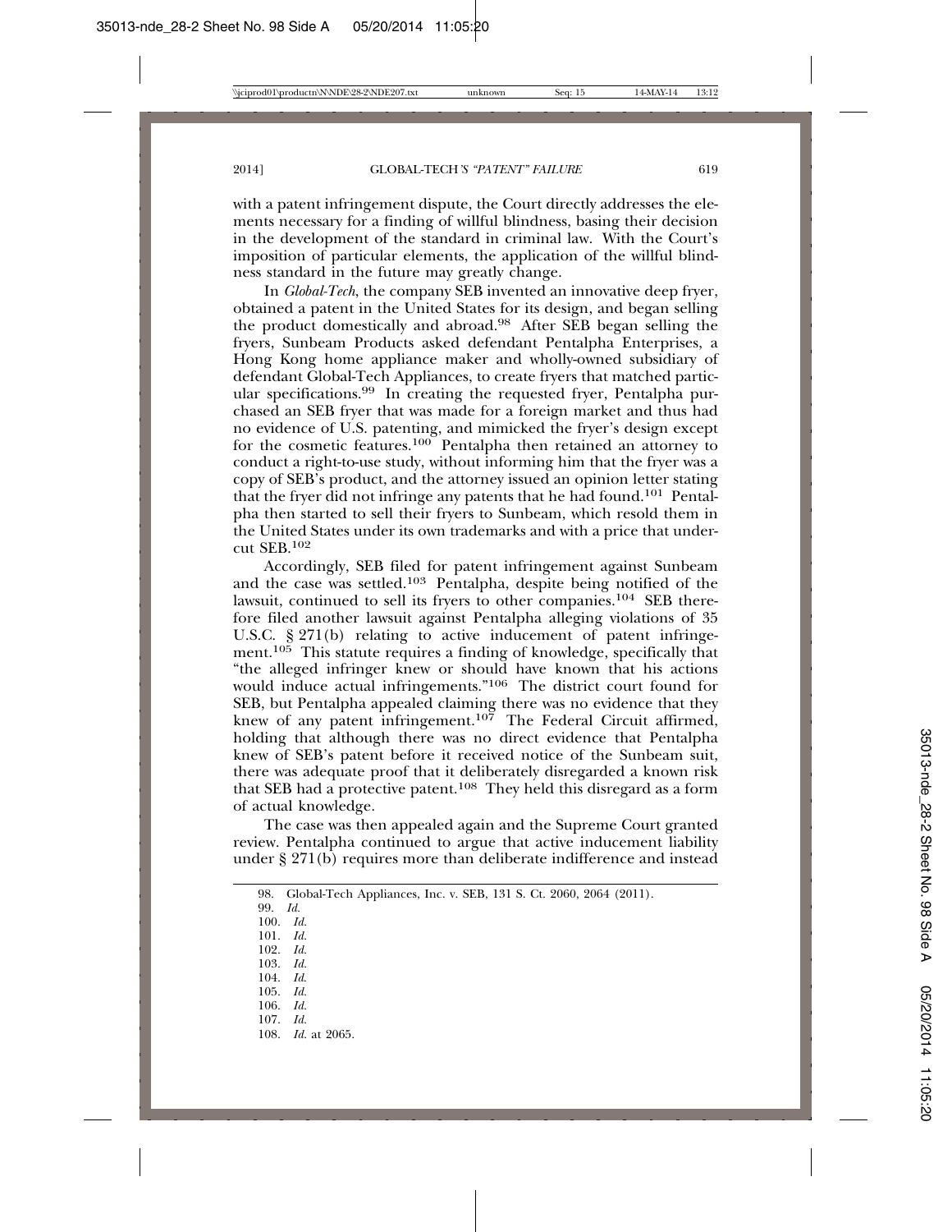with a patent infringement dispute, the Court directly addresses the elements necessary for a finding of willful blindness, basing their decision in the development of the standard in criminal law. With the Court's imposition of particular elements, the application of the willful blindness standard in the future may greatly change.

In *Global-Tech*, the company SEB invented an innovative deep fryer, obtained a patent in the United States for its design, and began selling the product domestically and abroad.[98] After SEB began selling the fryers, Sunbeam Products asked defendant Pentalpha Enterprises, a Hong Kong home appliance maker and wholly-owned subsidiary of defendant Global-Tech Appliances, to create fryers that matched particular specifications.[99] In creating the requested fryer, Pentalpha purchased an SEB fryer that was made for a foreign market and thus had no evidence of U.S. patenting, and mimicked the fryer's design except for the cosmetic features.[100] Pentalpha then retained an attorney to conduct a right-to-use study, without informing him that the fryer was a copy of SEB's product, and the attorney issued an opinion letter stating that the fryer did not infringe any patents that he had found.[101] Pentalpha then started to sell their fryers to Sunbeam, which resold them in the United States under its own trademarks and with a price that undercut SEB.[102]

Accordingly, SEB filed for patent infringement against Sunbeam and the case was settled.[103] Pentalpha, despite being notified of the lawsuit, continued to sell its fryers to other companies.[104] SEB therefore filed another lawsuit against Pentalpha alleging violations of 35 U.S.C. § 271(b) relating to active inducement of patent infringement.[105] This statute requires a finding of knowledge, specifically that "the alleged infringer knew or should have known that his actions would induce actual infringements."[106] The district court found for SEB, but Pentalpha appealed claiming there was no evidence that they knew of any patent infringement.[107] The Federal Circuit affirmed, holding that although there was no direct evidence that Pentalpha knew of SEB's patent before it received notice of the Sunbeam suit, there was adequate proof that it deliberately disregarded a known risk that SEB had a protective patent.[108] They held this disregard as a form of actual knowledge.

The case was then appealed again and the Supreme Court granted review. Pentalpha continued to argue that active inducement liability under § 271(b) requires more than deliberate indifference and instead

---

98. Global-Tech Appliances, Inc. v. SEB, 131 S. Ct. 2060, 2064 (2011).
99. *Id.*
100. *Id.*
101. *Id.*
102. *Id.*
103. *Id.*
104. *Id.*
105. *Id.*
106. *Id.*
107. *Id.*
108. *Id.* at 2065.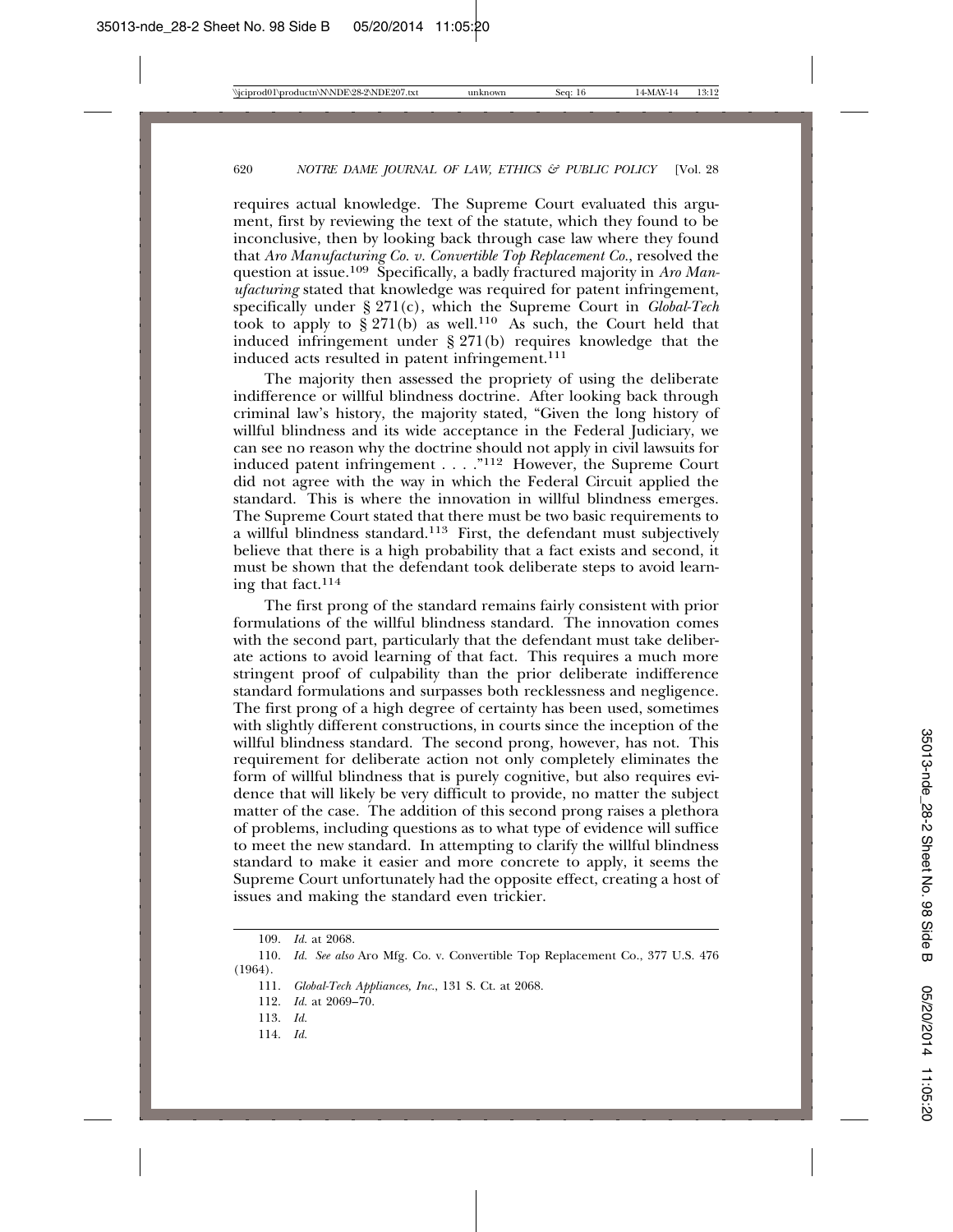requires actual knowledge. The Supreme Court evaluated this argument, first by reviewing the text of the statute, which they found to be inconclusive, then by looking back through case law where they found that *Aro Manufacturing Co. v. Convertible Top Replacement Co.*, resolved the question at issue.[109] Specifically, a badly fractured majority in *Aro Manufacturing* stated that knowledge was required for patent infringement, specifically under § 271(c), which the Supreme Court in *Global-Tech* took to apply to § 271(b) as well.[110] As such, the Court held that induced infringement under § 271(b) requires knowledge that the induced acts resulted in patent infringement.[111]

The majority then assessed the propriety of using the deliberate indifference or willful blindness doctrine. After looking back through criminal law's history, the majority stated, "Given the long history of willful blindness and its wide acceptance in the Federal Judiciary, we can see no reason why the doctrine should not apply in civil lawsuits for induced patent infringement . . . ."[112] However, the Supreme Court did not agree with the way in which the Federal Circuit applied the standard. This is where the innovation in willful blindness emerges. The Supreme Court stated that there must be two basic requirements to a willful blindness standard.[113] First, the defendant must subjectively believe that there is a high probability that a fact exists and second, it must be shown that the defendant took deliberate steps to avoid learning that fact.[114]

The first prong of the standard remains fairly consistent with prior formulations of the willful blindness standard. The innovation comes with the second part, particularly that the defendant must take deliberate actions to avoid learning of that fact. This requires a much more stringent proof of culpability than the prior deliberate indifference standard formulations and surpasses both recklessness and negligence. The first prong of a high degree of certainty has been used, sometimes with slightly different constructions, in courts since the inception of the willful blindness standard. The second prong, however, has not. This requirement for deliberate action not only completely eliminates the form of willful blindness that is purely cognitive, but also requires evidence that will likely be very difficult to provide, no matter the subject matter of the case. The addition of this second prong raises a plethora of problems, including questions as to what type of evidence will suffice to meet the new standard. In attempting to clarify the willful blindness standard to make it easier and more concrete to apply, it seems the Supreme Court unfortunately had the opposite effect, creating a host of issues and making the standard even trickier.

---

109. *Id.* at 2068.

110. *Id. See also* Aro Mfg. Co. v. Convertible Top Replacement Co., 377 U.S. 476 (1964).

111. *Global-Tech Appliances, Inc.*, 131 S. Ct. at 2068.

112. *Id.* at 2069–70.

113. *Id.*

114. *Id.*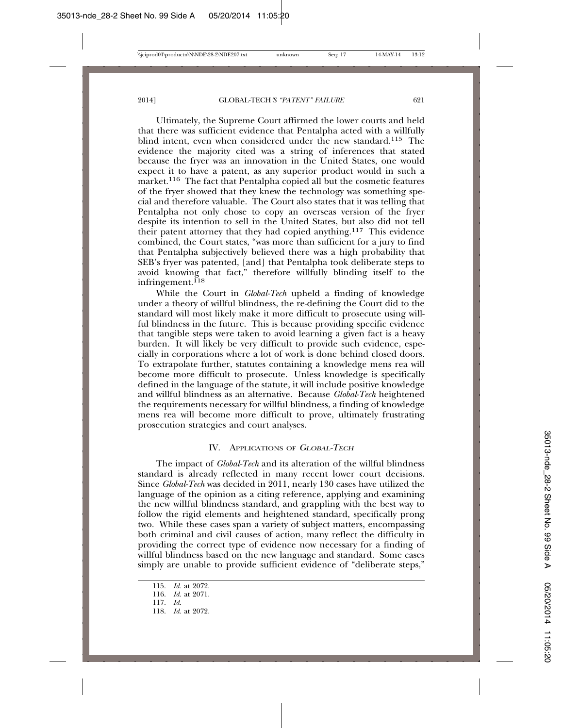Ultimately, the Supreme Court affirmed the lower courts and held that there was sufficient evidence that Pentalpha acted with a willfully blind intent, even when considered under the new standard.[115] The evidence the majority cited was a string of inferences that stated because the fryer was an innovation in the United States, one would expect it to have a patent, as any superior product would in such a market.[116] The fact that Pentalpha copied all but the cosmetic features of the fryer showed that they knew the technology was something special and therefore valuable. The Court also states that it was telling that Pentalpha not only chose to copy an overseas version of the fryer despite its intention to sell in the United States, but also did not tell their patent attorney that they had copied anything.[117] This evidence combined, the Court states, "was more than sufficient for a jury to find that Pentalpha subjectively believed there was a high probability that SEB's fryer was patented, [and] that Pentalpha took deliberate steps to avoid knowing that fact," therefore willfully blinding itself to the infringement.[118]

While the Court in *Global-Tech* upheld a finding of knowledge under a theory of willful blindness, the re-defining the Court did to the standard will most likely make it more difficult to prosecute using willful blindness in the future. This is because providing specific evidence that tangible steps were taken to avoid learning a given fact is a heavy burden. It will likely be very difficult to provide such evidence, especially in corporations where a lot of work is done behind closed doors. To extrapolate further, statutes containing a knowledge mens rea will become more difficult to prosecute. Unless knowledge is specifically defined in the language of the statute, it will include positive knowledge and willful blindness as an alternative. Because *Global-Tech* heightened the requirements necessary for willful blindness, a finding of knowledge mens rea will become more difficult to prove, ultimately frustrating prosecution strategies and court analyses.

## IV. Applications of *Global-Tech*

The impact of *Global-Tech* and its alteration of the willful blindness standard is already reflected in many recent lower court decisions. Since *Global-Tech* was decided in 2011, nearly 130 cases have utilized the language of the opinion as a citing reference, applying and examining the new willful blindness standard, and grappling with the best way to follow the rigid elements and heightened standard, specifically prong two. While these cases span a variety of subject matters, encompassing both criminal and civil causes of action, many reflect the difficulty in providing the correct type of evidence now necessary for a finding of willful blindness based on the new language and standard. Some cases simply are unable to provide sufficient evidence of "deliberate steps,"

---

115. *Id.* at 2072.

116. *Id.* at 2071.

117. *Id.*

118. *Id.* at 2072.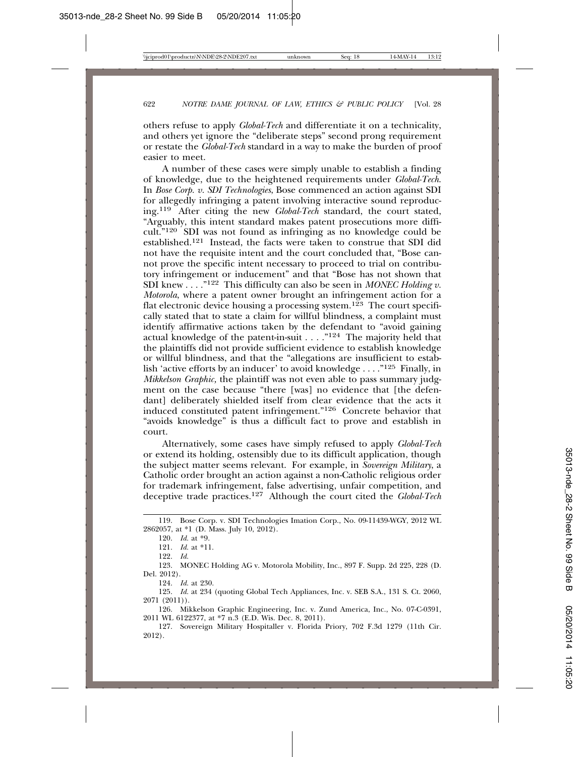others refuse to apply *Global-Tech* and differentiate it on a technicality, and others yet ignore the "deliberate steps" second prong requirement or restate the *Global-Tech* standard in a way to make the burden of proof easier to meet.

A number of these cases were simply unable to establish a finding of knowledge, due to the heightened requirements under *Global-Tech*. In *Bose Corp. v. SDI Technologies*, Bose commenced an action against SDI for allegedly infringing a patent involving interactive sound reproducing.[119] After citing the new *Global-Tech* standard, the court stated, "Arguably, this intent standard makes patent prosecutions more difficult."[120] SDI was not found as infringing as no knowledge could be established.[121] Instead, the facts were taken to construe that SDI did not have the requisite intent and the court concluded that, "Bose cannot prove the specific intent necessary to proceed to trial on contributory infringement or inducement" and that "Bose has not shown that SDI knew . . . ."[122] This difficulty can also be seen in *MONEC Holding v. Motorola*, where a patent owner brought an infringement action for a flat electronic device housing a processing system.[123] The court specifically stated that to state a claim for willful blindness, a complaint must identify affirmative actions taken by the defendant to "avoid gaining actual knowledge of the patent-in-suit . . . ."[124] The majority held that the plaintiffs did not provide sufficient evidence to establish knowledge or willful blindness, and that the "allegations are insufficient to establish 'active efforts by an inducer' to avoid knowledge . . . ."[125] Finally, in *Mikkelson Graphic,* the plaintiff was not even able to pass summary judgment on the case because "there [was] no evidence that [the defendant] deliberately shielded itself from clear evidence that the acts it induced constituted patent infringement."[126] Concrete behavior that "avoids knowledge" is thus a difficult fact to prove and establish in court.

Alternatively, some cases have simply refused to apply *Global-Tech* or extend its holding, ostensibly due to its difficult application, though the subject matter seems relevant. For example, in *Sovereign Military*, a Catholic order brought an action against a non-Catholic religious order for trademark infringement, false advertising, unfair competition, and deceptive trade practices.[127] Although the court cited the *Global-Tech*

---

119. Bose Corp. v. SDI Technologies Imation Corp., No. 09-11439-WGY, 2012 WL 2862057, at *1 (D. Mass. July 10, 2012).

120. *Id.* at *9.

121. *Id.* at *11.

122. *Id.*

123. MONEC Holding AG v. Motorola Mobility, Inc., 897 F. Supp. 2d 225, 228 (D. Del. 2012).

124. *Id.* at 230.

125. *Id.* at 234 (quoting Global Tech Appliances, Inc. v. SEB S.A., 131 S. Ct. 2060, 2071 (2011)).

126. Mikkelson Graphic Engineering, Inc. v. Zund America, Inc., No. 07-C-0391, 2011 WL 6122377, at *7 n.3 (E.D. Wis. Dec. 8, 2011).

127. Sovereign Military Hospitaller v. Florida Priory, 702 F.3d 1279 (11th Cir. 2012).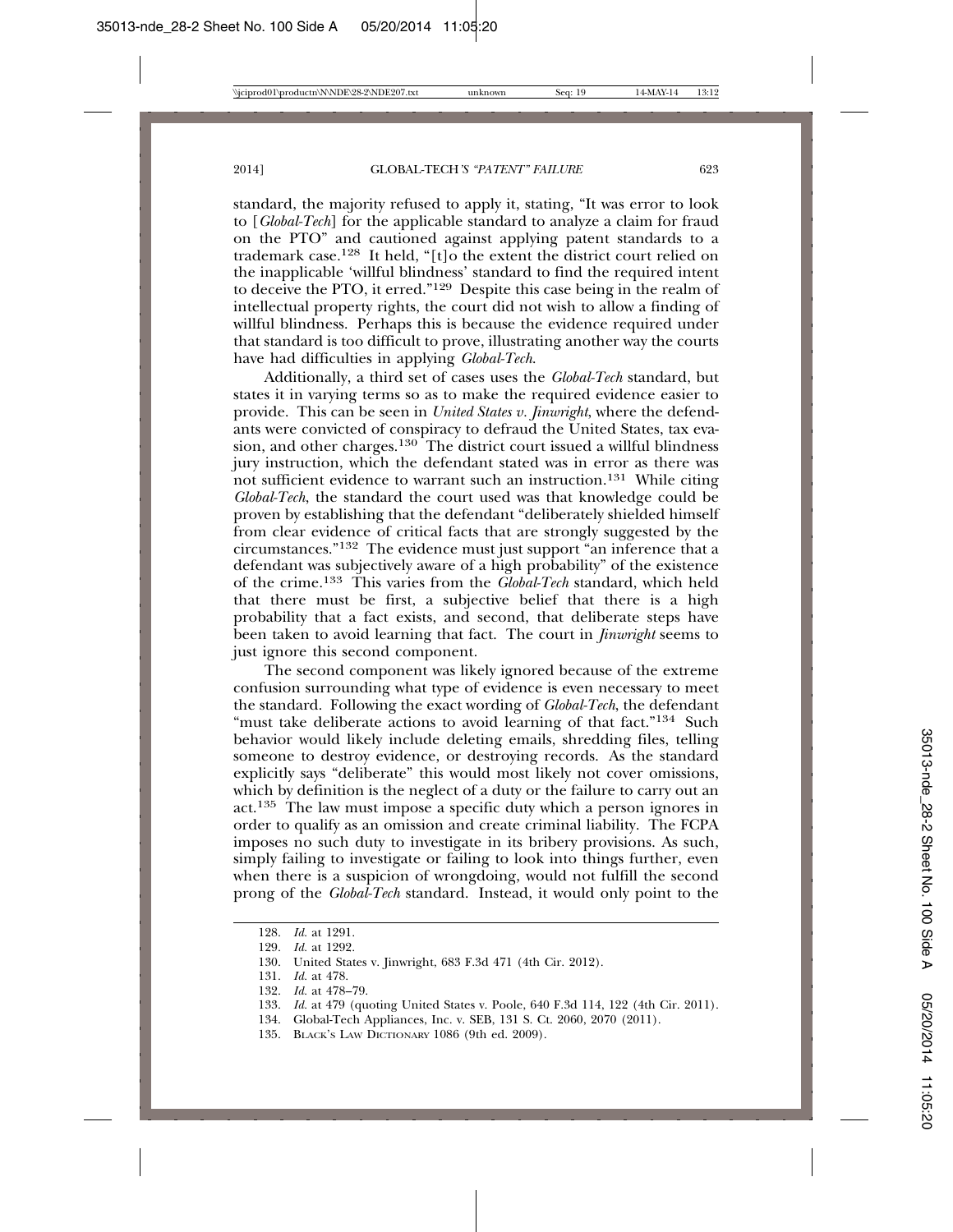standard, the majority refused to apply it, stating, "It was error to look to [*Global-Tech*] for the applicable standard to analyze a claim for fraud on the PTO" and cautioned against applying patent standards to a trademark case.[128] It held, "[t]o the extent the district court relied on the inapplicable 'willful blindness' standard to find the required intent to deceive the PTO, it erred."[129] Despite this case being in the realm of intellectual property rights, the court did not wish to allow a finding of willful blindness. Perhaps this is because the evidence required under that standard is too difficult to prove, illustrating another way the courts have had difficulties in applying *Global-Tech*.

Additionally, a third set of cases uses the *Global-Tech* standard, but states it in varying terms so as to make the required evidence easier to provide. This can be seen in *United States v. Jinwright*, where the defendants were convicted of conspiracy to defraud the United States, tax evasion, and other charges.[130] The district court issued a willful blindness jury instruction, which the defendant stated was in error as there was not sufficient evidence to warrant such an instruction.[131] While citing *Global-Tech*, the standard the court used was that knowledge could be proven by establishing that the defendant "deliberately shielded himself from clear evidence of critical facts that are strongly suggested by the circumstances."[132] The evidence must just support "an inference that a defendant was subjectively aware of a high probability" of the existence of the crime.[133] This varies from the *Global-Tech* standard, which held that there must be first, a subjective belief that there is a high probability that a fact exists, and second, that deliberate steps have been taken to avoid learning that fact. The court in *Jinwright* seems to just ignore this second component.

The second component was likely ignored because of the extreme confusion surrounding what type of evidence is even necessary to meet the standard. Following the exact wording of *Global-Tech*, the defendant "must take deliberate actions to avoid learning of that fact."[134] Such behavior would likely include deleting emails, shredding files, telling someone to destroy evidence, or destroying records. As the standard explicitly says "deliberate" this would most likely not cover omissions, which by definition is the neglect of a duty or the failure to carry out an act.[135] The law must impose a specific duty which a person ignores in order to qualify as an omission and create criminal liability. The FCPA imposes no such duty to investigate in its bribery provisions. As such, simply failing to investigate or failing to look into things further, even when there is a suspicion of wrongdoing, would not fulfill the second prong of the *Global-Tech* standard. Instead, it would only point to the

---

128. *Id.* at 1291.
129. *Id.* at 1292.
130. United States v. Jinwright, 683 F.3d 471 (4th Cir. 2012).
131. *Id.* at 478.
132. *Id.* at 478–79.
133. *Id.* at 479 (quoting United States v. Poole, 640 F.3d 114, 122 (4th Cir. 2011).
134. Global-Tech Appliances, Inc. v. SEB, 131 S. Ct. 2060, 2070 (2011).
135. BLACK'S LAW DICTIONARY 1086 (9th ed. 2009).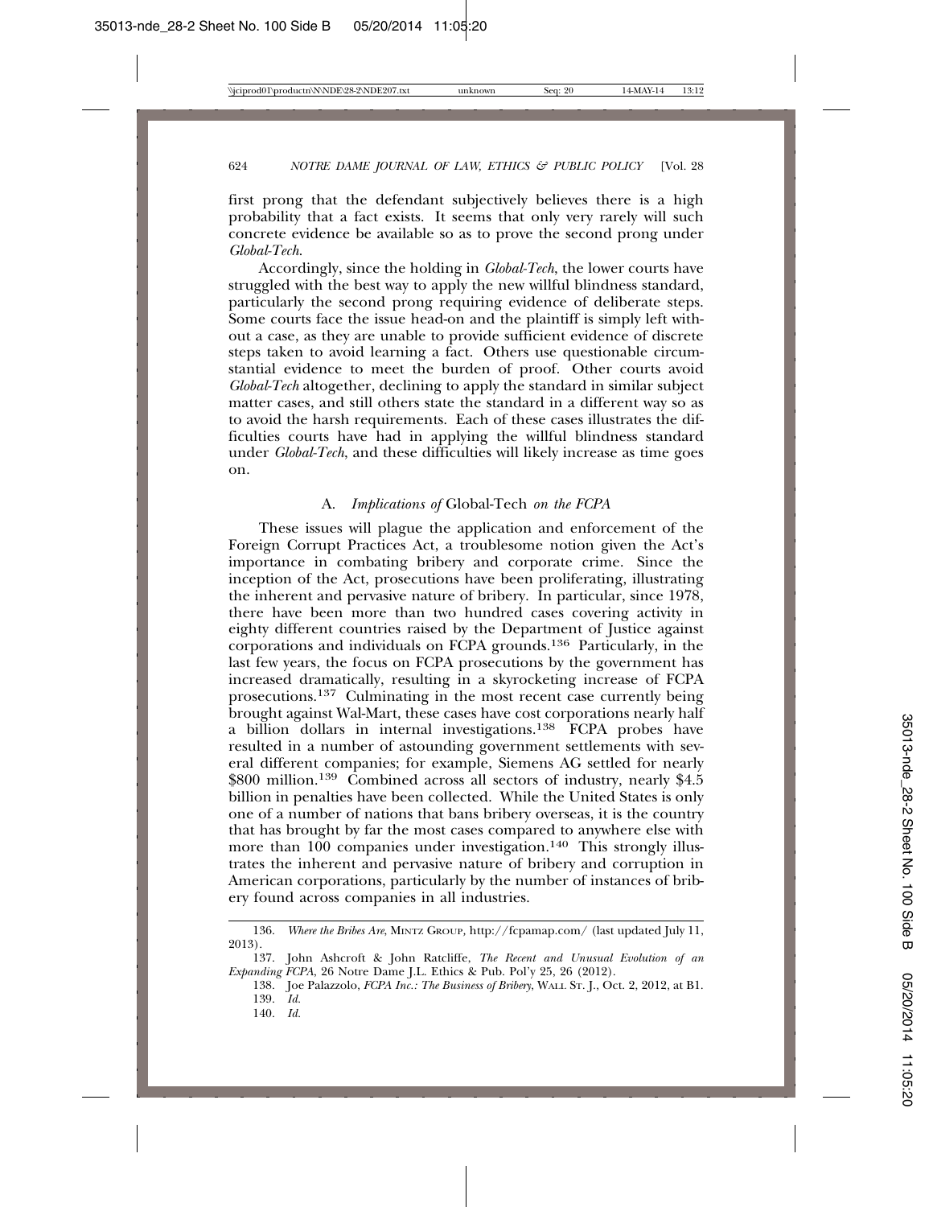first prong that the defendant subjectively believes there is a high probability that a fact exists. It seems that only very rarely will such concrete evidence be available so as to prove the second prong under *Global-Tech*.

Accordingly, since the holding in *Global-Tech*, the lower courts have struggled with the best way to apply the new willful blindness standard, particularly the second prong requiring evidence of deliberate steps. Some courts face the issue head-on and the plaintiff is simply left without a case, as they are unable to provide sufficient evidence of discrete steps taken to avoid learning a fact. Others use questionable circumstantial evidence to meet the burden of proof. Other courts avoid *Global-Tech* altogether, declining to apply the standard in similar subject matter cases, and still others state the standard in a different way so as to avoid the harsh requirements. Each of these cases illustrates the difficulties courts have had in applying the willful blindness standard under *Global-Tech*, and these difficulties will likely increase as time goes on.

### A. *Implications of* Global-Tech *on the FCPA*

These issues will plague the application and enforcement of the Foreign Corrupt Practices Act, a troublesome notion given the Act's importance in combating bribery and corporate crime. Since the inception of the Act, prosecutions have been proliferating, illustrating the inherent and pervasive nature of bribery. In particular, since 1978, there have been more than two hundred cases covering activity in eighty different countries raised by the Department of Justice against corporations and individuals on FCPA grounds.[136] Particularly, in the last few years, the focus on FCPA prosecutions by the government has increased dramatically, resulting in a skyrocketing increase of FCPA prosecutions.[137] Culminating in the most recent case currently being brought against Wal-Mart, these cases have cost corporations nearly half a billion dollars in internal investigations.[138] FCPA probes have resulted in a number of astounding government settlements with several different companies; for example, Siemens AG settled for nearly \$800 million.[139] Combined across all sectors of industry, nearly \$4.5 billion in penalties have been collected. While the United States is only one of a number of nations that bans bribery overseas, it is the country that has brought by far the most cases compared to anywhere else with more than 100 companies under investigation.[140] This strongly illustrates the inherent and pervasive nature of bribery and corruption in American corporations, particularly by the number of instances of bribery found across companies in all industries.

---

136. *Where the Bribes Are*, MINTZ GROUP, http://fcpamap.com/ (last updated July 11, 2013).

137. John Ashcroft & John Ratcliffe, *The Recent and Unusual Evolution of an Expanding FCPA*, 26 Notre Dame J.L. Ethics & Pub. Pol'y 25, 26 (2012).

138. Joe Palazzolo, *FCPA Inc.: The Business of Bribery*, WALL ST. J., Oct. 2, 2012, at B1.

139. *Id.*

140. *Id.*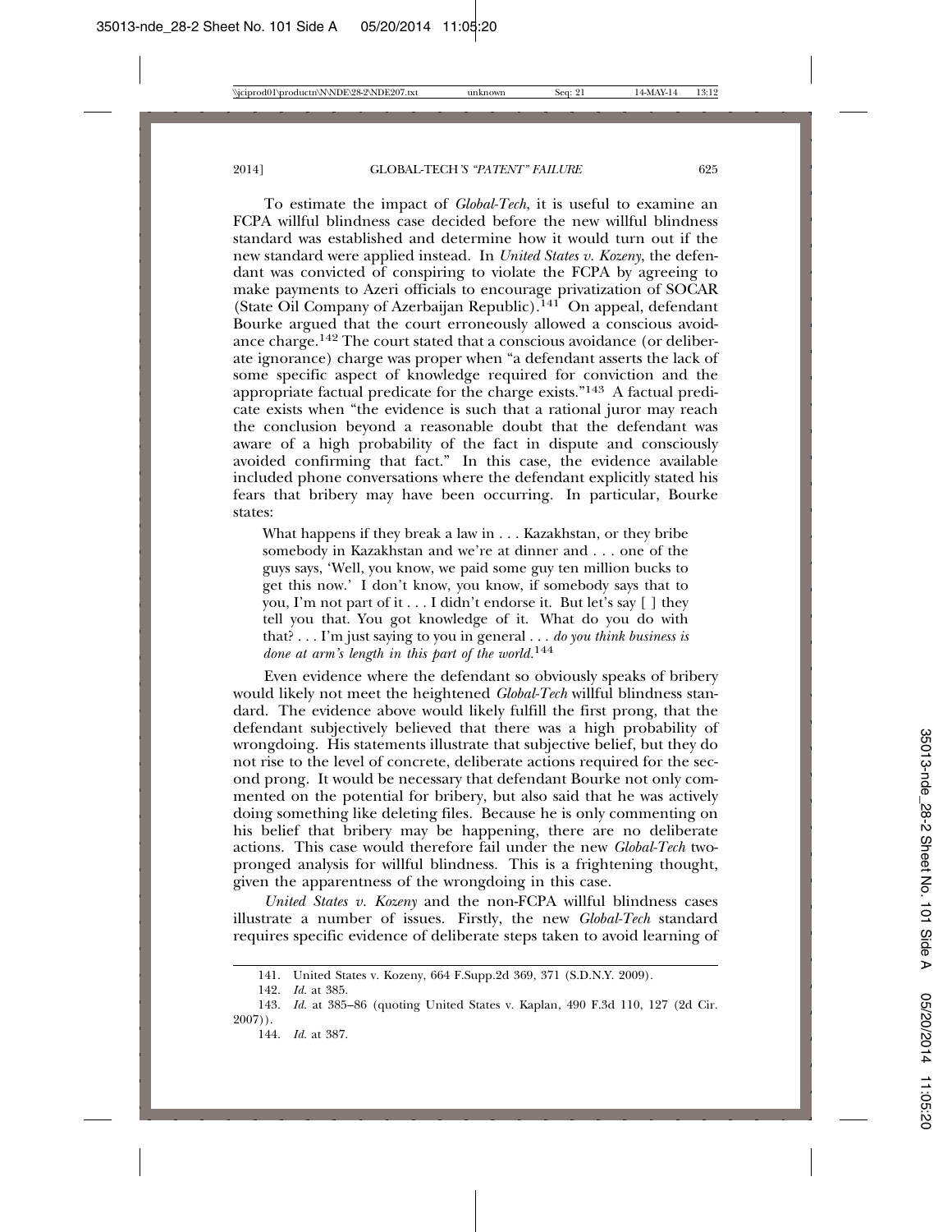To estimate the impact of *Global-Tech*, it is useful to examine an FCPA willful blindness case decided before the new willful blindness standard was established and determine how it would turn out if the new standard were applied instead. In *United States v. Kozeny*, the defendant was convicted of conspiring to violate the FCPA by agreeing to make payments to Azeri officials to encourage privatization of SOCAR (State Oil Company of Azerbaijan Republic).[141] On appeal, defendant Bourke argued that the court erroneously allowed a conscious avoidance charge.[142] The court stated that a conscious avoidance (or deliberate ignorance) charge was proper when "a defendant asserts the lack of some specific aspect of knowledge required for conviction and the appropriate factual predicate for the charge exists."[143] A factual predicate exists when "the evidence is such that a rational juror may reach the conclusion beyond a reasonable doubt that the defendant was aware of a high probability of the fact in dispute and consciously avoided confirming that fact." In this case, the evidence available included phone conversations where the defendant explicitly stated his fears that bribery may have been occurring. In particular, Bourke states:

> What happens if they break a law in . . . Kazakhstan, or they bribe somebody in Kazakhstan and we're at dinner and . . . one of the guys says, 'Well, you know, we paid some guy ten million bucks to get this now.' I don't know, you know, if somebody says that to you, I'm not part of it . . . I didn't endorse it. But let's say [ ] they tell you that. You got knowledge of it. What do you do with that? . . . I'm just saying to you in general . . . *do you think business is done at arm's length in this part of the world*.[144]

Even evidence where the defendant so obviously speaks of bribery would likely not meet the heightened *Global-Tech* willful blindness standard. The evidence above would likely fulfill the first prong, that the defendant subjectively believed that there was a high probability of wrongdoing. His statements illustrate that subjective belief, but they do not rise to the level of concrete, deliberate actions required for the second prong. It would be necessary that defendant Bourke not only commented on the potential for bribery, but also said that he was actively doing something like deleting files. Because he is only commenting on his belief that bribery may be happening, there are no deliberate actions. This case would therefore fail under the new *Global-Tech* two-pronged analysis for willful blindness. This is a frightening thought, given the apparentness of the wrongdoing in this case.

*United States v. Kozeny* and the non-FCPA willful blindness cases illustrate a number of issues. Firstly, the new *Global-Tech* standard requires specific evidence of deliberate steps taken to avoid learning of

---

141. United States v. Kozeny, 664 F.Supp.2d 369, 371 (S.D.N.Y. 2009).

142. *Id.* at 385.

143. *Id.* at 385–86 (quoting United States v. Kaplan, 490 F.3d 110, 127 (2d Cir. 2007)).

144. *Id.* at 387.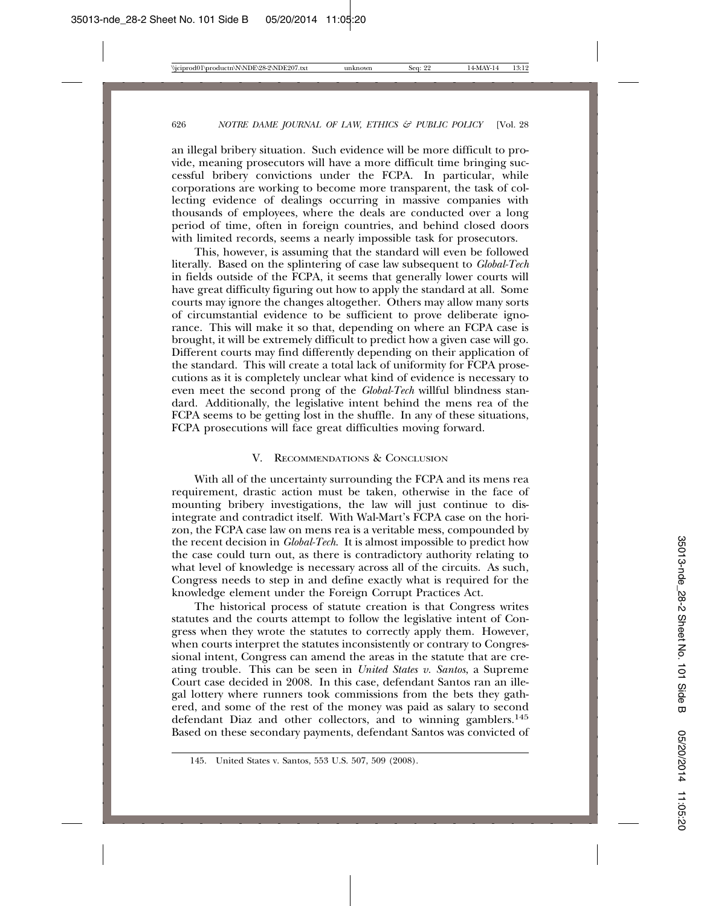an illegal bribery situation. Such evidence will be more difficult to provide, meaning prosecutors will have a more difficult time bringing successful bribery convictions under the FCPA. In particular, while corporations are working to become more transparent, the task of collecting evidence of dealings occurring in massive companies with thousands of employees, where the deals are conducted over a long period of time, often in foreign countries, and behind closed doors with limited records, seems a nearly impossible task for prosecutors.

This, however, is assuming that the standard will even be followed literally. Based on the splintering of case law subsequent to *Global-Tech* in fields outside of the FCPA, it seems that generally lower courts will have great difficulty figuring out how to apply the standard at all. Some courts may ignore the changes altogether. Others may allow many sorts of circumstantial evidence to be sufficient to prove deliberate ignorance. This will make it so that, depending on where an FCPA case is brought, it will be extremely difficult to predict how a given case will go. Different courts may find differently depending on their application of the standard. This will create a total lack of uniformity for FCPA prosecutions as it is completely unclear what kind of evidence is necessary to even meet the second prong of the *Global-Tech* willful blindness standard. Additionally, the legislative intent behind the mens rea of the FCPA seems to be getting lost in the shuffle. In any of these situations, FCPA prosecutions will face great difficulties moving forward.

## V. Recommendations & Conclusion

With all of the uncertainty surrounding the FCPA and its mens rea requirement, drastic action must be taken, otherwise in the face of mounting bribery investigations, the law will just continue to disintegrate and contradict itself. With Wal-Mart's FCPA case on the horizon, the FCPA case law on mens rea is a veritable mess, compounded by the recent decision in *Global-Tech*. It is almost impossible to predict how the case could turn out, as there is contradictory authority relating to what level of knowledge is necessary across all of the circuits. As such, Congress needs to step in and define exactly what is required for the knowledge element under the Foreign Corrupt Practices Act.

The historical process of statute creation is that Congress writes statutes and the courts attempt to follow the legislative intent of Congress when they wrote the statutes to correctly apply them. However, when courts interpret the statutes inconsistently or contrary to Congressional intent, Congress can amend the areas in the statute that are creating trouble. This can be seen in *United States v. Santos*, a Supreme Court case decided in 2008. In this case, defendant Santos ran an illegal lottery where runners took commissions from the bets they gathered, and some of the rest of the money was paid as salary to second defendant Diaz and other collectors, and to winning gamblers.[145] Based on these secondary payments, defendant Santos was convicted of

145. United States v. Santos, 553 U.S. 507, 509 (2008).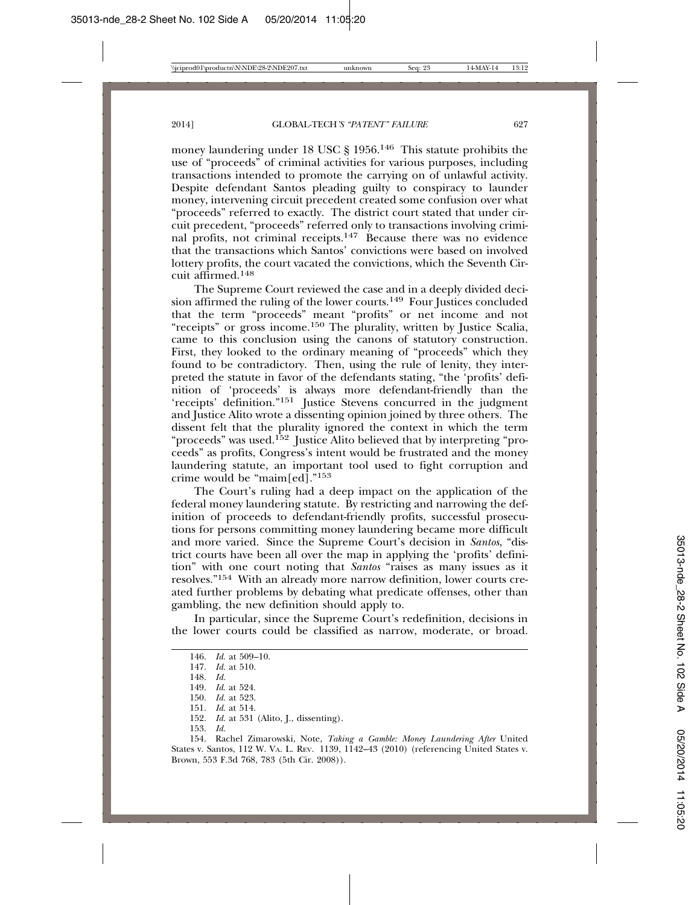money laundering under 18 USC § 1956.[146] This statute prohibits the use of "proceeds" of criminal activities for various purposes, including transactions intended to promote the carrying on of unlawful activity. Despite defendant Santos pleading guilty to conspiracy to launder money, intervening circuit precedent created some confusion over what "proceeds" referred to exactly. The district court stated that under circuit precedent, "proceeds" referred only to transactions involving criminal profits, not criminal receipts.[147] Because there was no evidence that the transactions which Santos' convictions were based on involved lottery profits, the court vacated the convictions, which the Seventh Circuit affirmed.[148]

The Supreme Court reviewed the case and in a deeply divided decision affirmed the ruling of the lower courts.[149] Four Justices concluded that the term "proceeds" meant "profits" or net income and not "receipts" or gross income.[150] The plurality, written by Justice Scalia, came to this conclusion using the canons of statutory construction. First, they looked to the ordinary meaning of "proceeds" which they found to be contradictory. Then, using the rule of lenity, they interpreted the statute in favor of the defendants stating, "the 'profits' definition of 'proceeds' is always more defendant-friendly than the 'receipts' definition."[151] Justice Stevens concurred in the judgment and Justice Alito wrote a dissenting opinion joined by three others. The dissent felt that the plurality ignored the context in which the term "proceeds" was used.[152] Justice Alito believed that by interpreting "proceeds" as profits, Congress's intent would be frustrated and the money laundering statute, an important tool used to fight corruption and crime would be "maim[ed]."[153]

The Court's ruling had a deep impact on the application of the federal money laundering statute. By restricting and narrowing the definition of proceeds to defendant-friendly profits, successful prosecutions for persons committing money laundering became more difficult and more varied. Since the Supreme Court's decision in *Santos*, "district courts have been all over the map in applying the 'profits' definition" with one court noting that *Santos* "raises as many issues as it resolves."[154] With an already more narrow definition, lower courts created further problems by debating what predicate offenses, other than gambling, the new definition should apply to.

In particular, since the Supreme Court's redefinition, decisions in the lower courts could be classified as narrow, moderate, or broad.

---

146. *Id.* at 509–10.
147. *Id.* at 510.
148. *Id.*
149. *Id.* at 524.
150. *Id.* at 523.
151. *Id.* at 514.
152. *Id.* at 531 (Alito, J., dissenting).
153. *Id.*
154. Rachel Zimarowski, Note, *Taking a Gamble: Money Laundering After* United States v. Santos, 112 W. VA. L. REV. 1139, 1142–43 (2010) (referencing United States v. Brown, 553 F.3d 768, 783 (5th Cir. 2008)).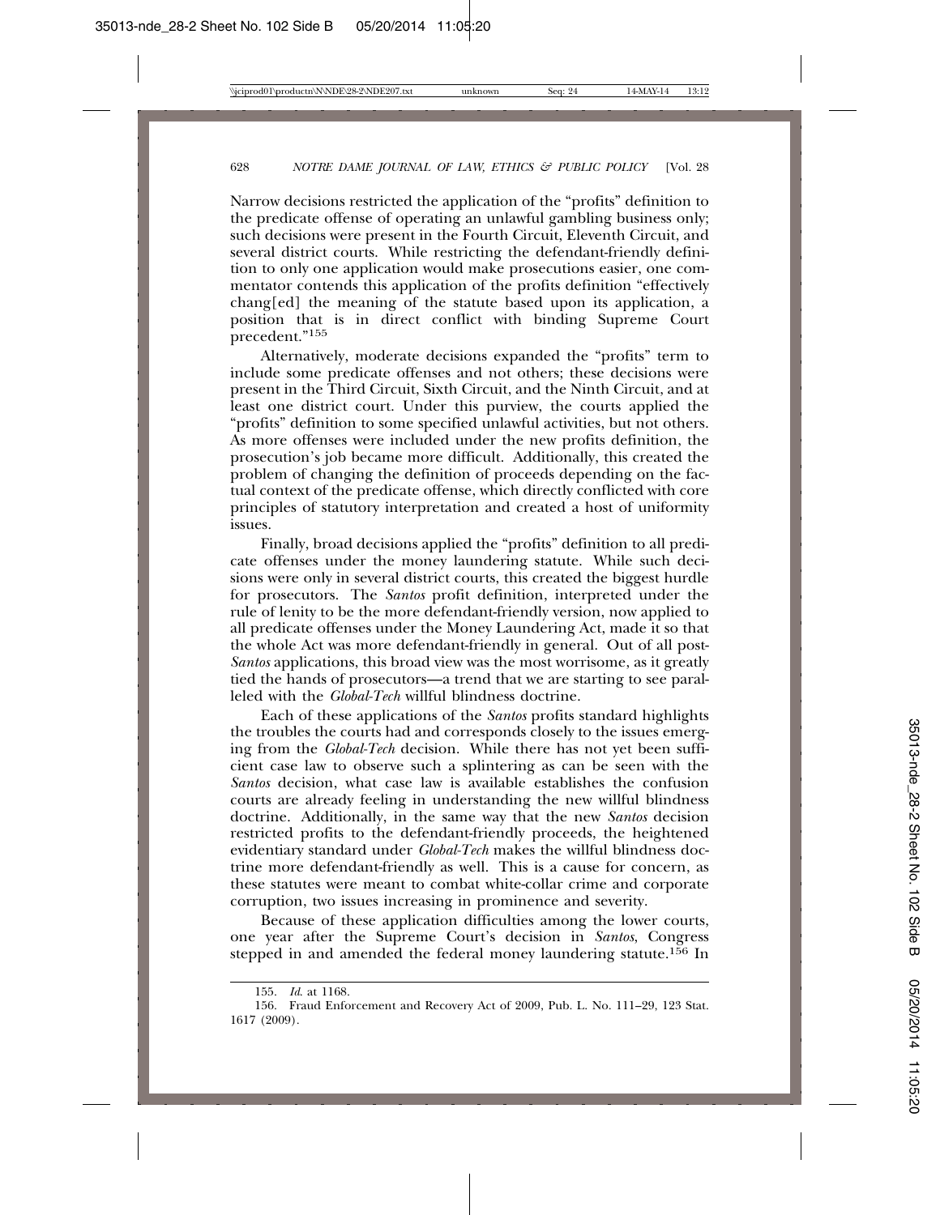Narrow decisions restricted the application of the "profits" definition to the predicate offense of operating an unlawful gambling business only; such decisions were present in the Fourth Circuit, Eleventh Circuit, and several district courts. While restricting the defendant-friendly definition to only one application would make prosecutions easier, one commentator contends this application of the profits definition "effectively chang[ed] the meaning of the statute based upon its application, a position that is in direct conflict with binding Supreme Court precedent."[155]

Alternatively, moderate decisions expanded the "profits" term to include some predicate offenses and not others; these decisions were present in the Third Circuit, Sixth Circuit, and the Ninth Circuit, and at least one district court. Under this purview, the courts applied the "profits" definition to some specified unlawful activities, but not others. As more offenses were included under the new profits definition, the prosecution's job became more difficult. Additionally, this created the problem of changing the definition of proceeds depending on the factual context of the predicate offense, which directly conflicted with core principles of statutory interpretation and created a host of uniformity issues.

Finally, broad decisions applied the "profits" definition to all predicate offenses under the money laundering statute. While such decisions were only in several district courts, this created the biggest hurdle for prosecutors. The *Santos* profit definition, interpreted under the rule of lenity to be the more defendant-friendly version, now applied to all predicate offenses under the Money Laundering Act, made it so that the whole Act was more defendant-friendly in general. Out of all post-*Santos* applications, this broad view was the most worrisome, as it greatly tied the hands of prosecutors—a trend that we are starting to see paralleled with the *Global-Tech* willful blindness doctrine.

Each of these applications of the *Santos* profits standard highlights the troubles the courts had and corresponds closely to the issues emerging from the *Global-Tech* decision. While there has not yet been sufficient case law to observe such a splintering as can be seen with the *Santos* decision, what case law is available establishes the confusion courts are already feeling in understanding the new willful blindness doctrine. Additionally, in the same way that the new *Santos* decision restricted profits to the defendant-friendly proceeds, the heightened evidentiary standard under *Global-Tech* makes the willful blindness doctrine more defendant-friendly as well. This is a cause for concern, as these statutes were meant to combat white-collar crime and corporate corruption, two issues increasing in prominence and severity.

Because of these application difficulties among the lower courts, one year after the Supreme Court's decision in *Santos*, Congress stepped in and amended the federal money laundering statute.[156] In

---

155. *Id.* at 1168.

156. Fraud Enforcement and Recovery Act of 2009, Pub. L. No. 111–29, 123 Stat. 1617 (2009).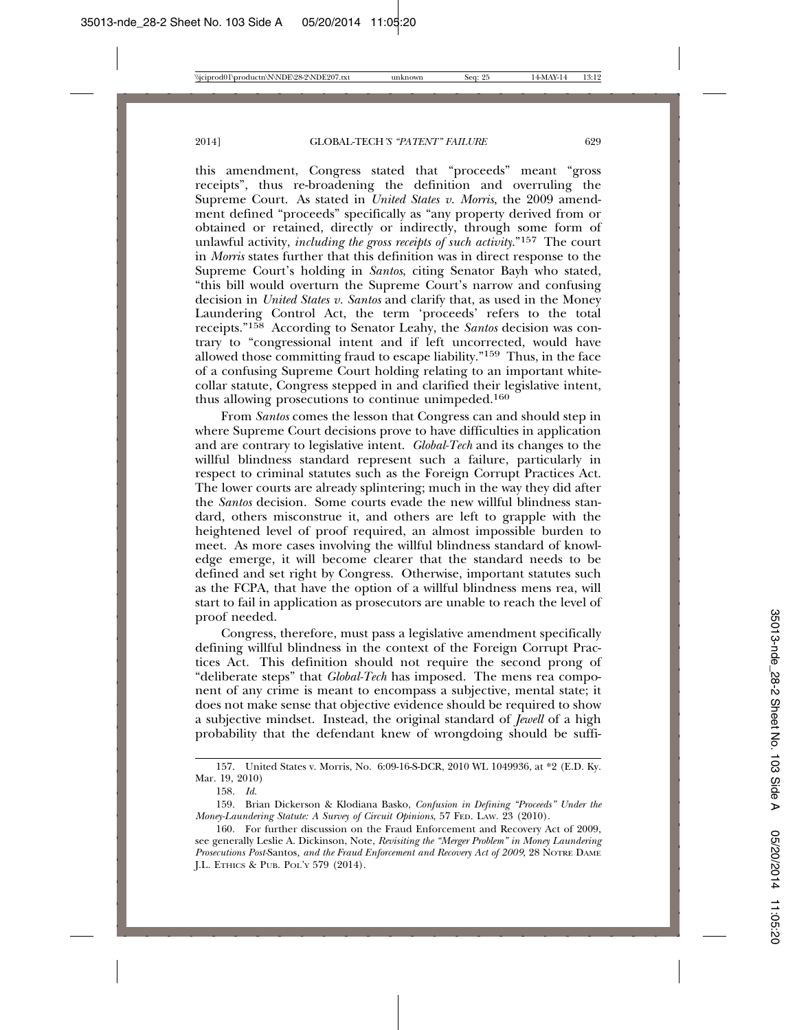this amendment, Congress stated that "proceeds" meant "gross receipts", thus re-broadening the definition and overruling the Supreme Court. As stated in *United States v. Morris*, the 2009 amendment defined "proceeds" specifically as "any property derived from or obtained or retained, directly or indirectly, through some form of unlawful activity, *including the gross receipts of such activity*."[157] The court in *Morris* states further that this definition was in direct response to the Supreme Court's holding in *Santos*, citing Senator Bayh who stated, "this bill would overturn the Supreme Court's narrow and confusing decision in *United States v. Santos* and clarify that, as used in the Money Laundering Control Act, the term 'proceeds' refers to the total receipts."[158] According to Senator Leahy, the *Santos* decision was contrary to "congressional intent and if left uncorrected, would have allowed those committing fraud to escape liability."[159] Thus, in the face of a confusing Supreme Court holding relating to an important white-collar statute, Congress stepped in and clarified their legislative intent, thus allowing prosecutions to continue unimpeded.[160]

From *Santos* comes the lesson that Congress can and should step in where Supreme Court decisions prove to have difficulties in application and are contrary to legislative intent. *Global-Tech* and its changes to the willful blindness standard represent such a failure, particularly in respect to criminal statutes such as the Foreign Corrupt Practices Act. The lower courts are already splintering; much in the way they did after the *Santos* decision. Some courts evade the new willful blindness standard, others misconstrue it, and others are left to grapple with the heightened level of proof required, an almost impossible burden to meet. As more cases involving the willful blindness standard of knowledge emerge, it will become clearer that the standard needs to be defined and set right by Congress. Otherwise, important statutes such as the FCPA, that have the option of a willful blindness mens rea, will start to fail in application as prosecutors are unable to reach the level of proof needed.

Congress, therefore, must pass a legislative amendment specifically defining willful blindness in the context of the Foreign Corrupt Practices Act. This definition should not require the second prong of "deliberate steps" that *Global-Tech* has imposed. The mens rea component of any crime is meant to encompass a subjective, mental state; it does not make sense that objective evidence should be required to show a subjective mindset. Instead, the original standard of *Jewell* of a high probability that the defendant knew of wrongdoing should be suffi-

---

157. United States v. Morris, No. 6:09-16-S-DCR, 2010 WL 1049936, at *2 (E.D. Ky. Mar. 19, 2010)

158. *Id.*

159. Brian Dickerson & Klodiana Basko, *Confusion in Defining "Proceeds" Under the Money-Laundering Statute: A Survey of Circuit Opinions*, 57 FED. LAW. 23 (2010).

160. For further discussion on the Fraud Enforcement and Recovery Act of 2009, see generally Leslie A. Dickinson, Note, *Revisiting the "Merger Problem" in Money Laundering Prosecutions Post-*Santos*, and the Fraud Enforcement and Recovery Act of 2009*, 28 NOTRE DAME J.L. ETHICS & PUB. POL'Y 579 (2014).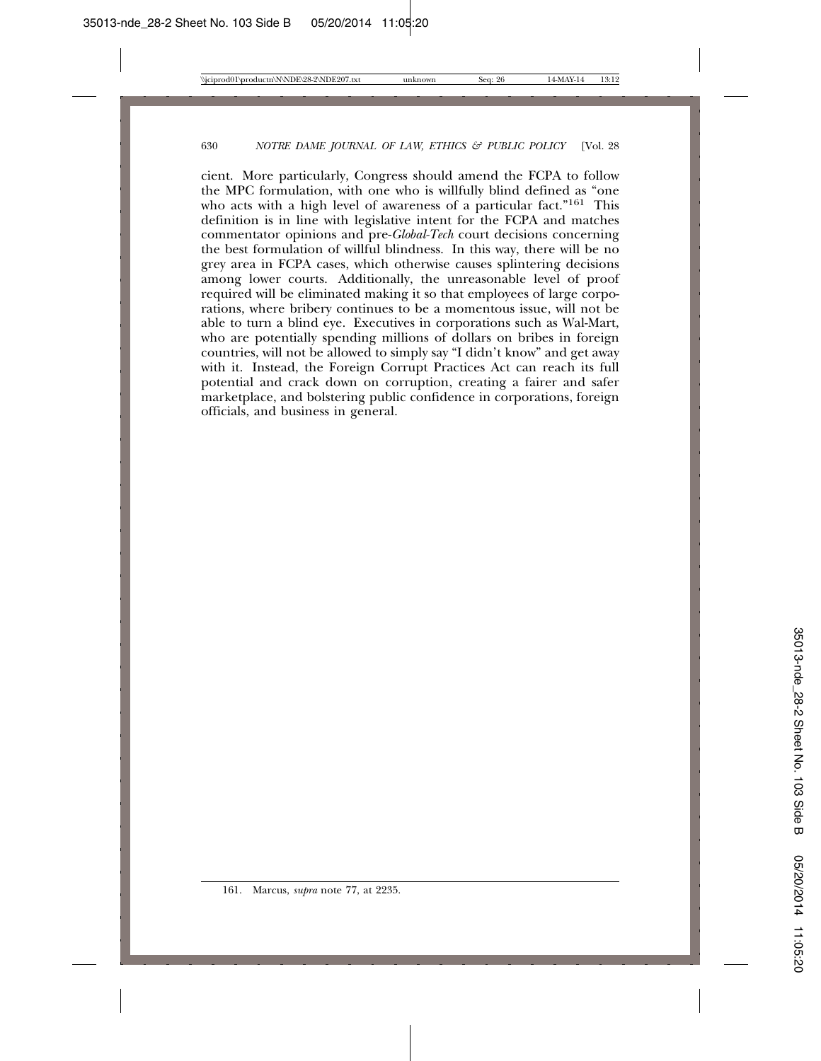cient. More particularly, Congress should amend the FCPA to follow the MPC formulation, with one who is willfully blind defined as "one who acts with a high level of awareness of a particular fact."[161] This definition is in line with legislative intent for the FCPA and matches commentator opinions and pre-*Global-Tech* court decisions concerning the best formulation of willful blindness. In this way, there will be no grey area in FCPA cases, which otherwise causes splintering decisions among lower courts. Additionally, the unreasonable level of proof required will be eliminated making it so that employees of large corporations, where bribery continues to be a momentous issue, will not be able to turn a blind eye. Executives in corporations such as Wal-Mart, who are potentially spending millions of dollars on bribes in foreign countries, will not be allowed to simply say "I didn't know" and get away with it. Instead, the Foreign Corrupt Practices Act can reach its full potential and crack down on corruption, creating a fairer and safer marketplace, and bolstering public confidence in corporations, foreign officials, and business in general.

---

161. Marcus, *supra* note 77, at 2235.